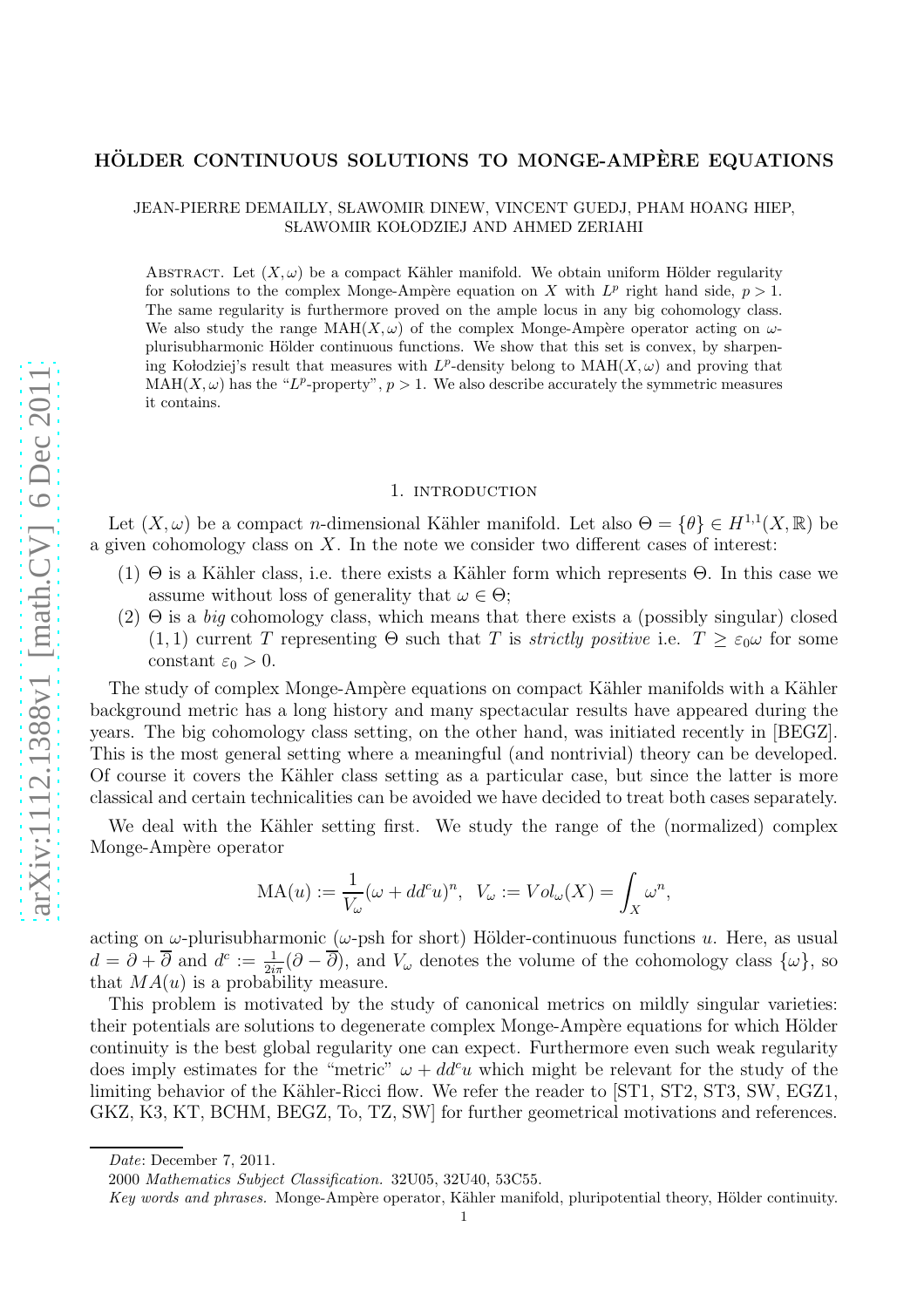# HÖLDER CONTINUOUS SOLUTIONS TO MONGE-AMPÈRE EQUATIONS

JEAN-PIERRE DEMAILLY, SŁAWOMIR DINEW, VINCENT GUEDJ, PHAM HOANG HIEP, SŁAWOMIR KOŁODZIEJ AND AHMED ZERIAHI

Abstract. Let $(X, \omega)$ be a compact Kähler manifold. We obtain uniform Hölder regularity for solutions to the complex Monge-Ampère equation on $X$ with $L^p$ right hand side, $p > 1$. The same regularity is furthermore proved on the ample locus in any big cohomology class. We also study the range $\mathrm{MAH}(X, \omega)$ of the complex Monge-Ampère operator acting on $\omega$-plurisubharmonic Hölder continuous functions. We show that this set is convex, by sharpening Kołodziej's result that measures with $L^p$-density belong to $\mathrm{MAH}(X, \omega)$ and proving that $\mathrm{MAH}(X, \omega)$ has the "$L^p$-property", $p > 1$. We also describe accurately the symmetric measures it contains.

## 1. introduction

Let $(X, \omega)$ be a compact $n$-dimensional Kähler manifold. Let also $\Theta = \{\theta\} \in H^{1,1}(X, \mathbb{R})$ be a given cohomology class on $X$. In the note we consider two different cases of interest:

(1) $\Theta$ is a Kähler class, i.e. there exists a Kähler form which represents $\Theta$. In this case we assume without loss of generality that $\omega \in \Theta$;

(2) $\Theta$ is a *big* cohomology class, which means that there exists a (possibly singular) closed $(1, 1)$ current $T$ representing $\Theta$ such that $T$ is *strictly positive* i.e. $T \geq \varepsilon_0 \omega$ for some constant $\varepsilon_0 > 0$.

The study of complex Monge-Ampère equations on compact Kähler manifolds with a Kähler background metric has a long history and many spectacular results have appeared during the years. The big cohomology class setting, on the other hand, was initiated recently in [BEGZ]. This is the most general setting where a meaningful (and nontrivial) theory can be developed. Of course it covers the Kähler class setting as a particular case, but since the latter is more classical and certain technicalities can be avoided we have decided to treat both cases separately.

We deal with the Kähler setting first. We study the range of the (normalized) complex Monge-Ampère operator

$$\mathrm{MA}(u) := \frac{1}{V_\omega}(\omega + dd^c u)^n, \quad V_\omega := Vol_\omega(X) = \int_X \omega^n,$$

acting on $\omega$-plurisubharmonic ($\omega$-psh for short) Hölder-continuous functions $u$. Here, as usual $d = \partial + \overline{\partial}$ and $d^c := \frac{1}{2i\pi}(\partial - \overline{\partial})$, and $V_\omega$ denotes the volume of the cohomology class $\{\omega\}$, so that $MA(u)$ is a probability measure.

This problem is motivated by the study of canonical metrics on mildly singular varieties: their potentials are solutions to degenerate complex Monge-Ampère equations for which Hölder continuity is the best global regularity one can expect. Furthermore even such weak regularity does imply estimates for the "metric" $\omega + dd^c u$ which might be relevant for the study of the limiting behavior of the Kähler-Ricci flow. We refer the reader to [ST1, ST2, ST3, SW, EGZ1, GKZ, K3, KT, BCHM, BEGZ, To, TZ, SW] for further geometrical motivations and references.

---

*Date*: December 7, 2011.

2000 *Mathematics Subject Classification.* 32U05, 32U40, 53C55.

*Key words and phrases.* Monge-Ampère operator, Kähler manifold, pluripotential theory, Hölder continuity.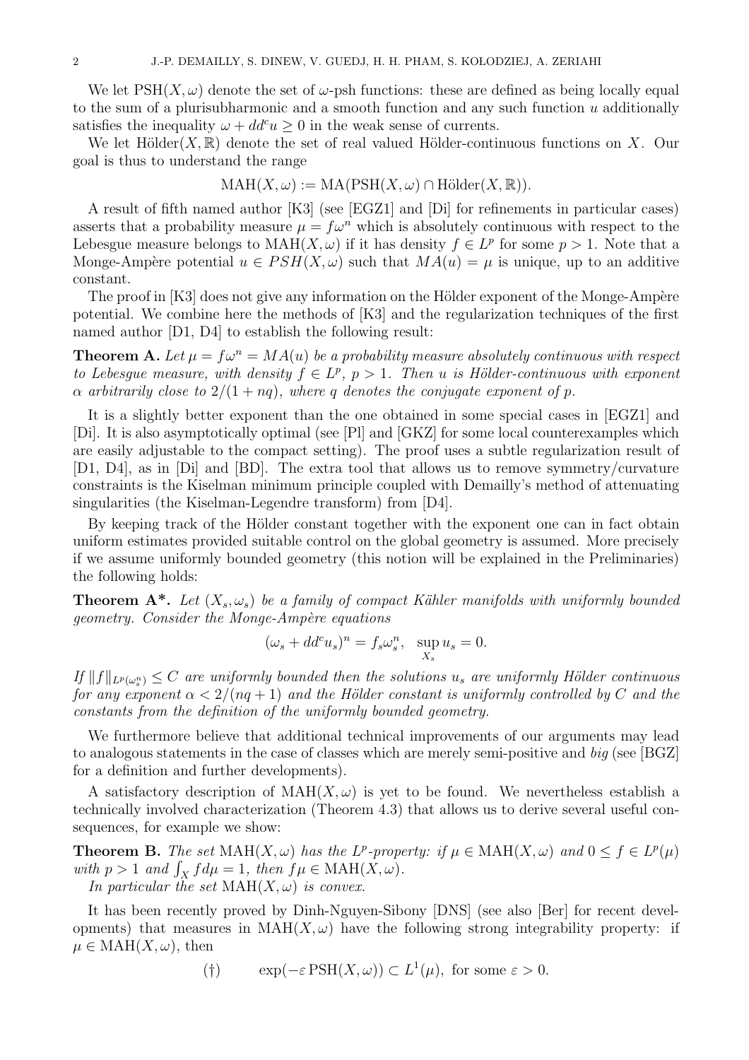We let $\mathrm{PSH}(X, \omega)$ denote the set of $\omega$-psh functions: these are defined as being locally equal to the sum of a plurisubharmonic and a smooth function and any such function $u$ additionally satisfies the inequality $\omega + dd^c u \geq 0$ in the weak sense of currents.

We let $\mathrm{Hölder}(X, \mathbb{R})$ denote the set of real valued Hölder-continuous functions on $X$. Our goal is thus to understand the range

$$\mathrm{MAH}(X, \omega) := \mathrm{MA}(\mathrm{PSH}(X, \omega) \cap \mathrm{Hölder}(X, \mathbb{R})).$$

A result of fifth named author [K3] (see [EGZ1] and [Di] for refinements in particular cases) asserts that a probability measure $\mu = f\omega^n$ which is absolutely continuous with respect to the Lebesgue measure belongs to $\mathrm{MAH}(X, \omega)$ if it has density $f \in L^p$ for some $p > 1$. Note that a Monge-Ampère potential $u \in PSH(X, \omega)$ such that $MA(u) = \mu$ is unique, up to an additive constant.

The proof in [K3] does not give any information on the Hölder exponent of the Monge-Ampère potential. We combine here the methods of [K3] and the regularization techniques of the first named author [D1, D4] to establish the following result:

**Theorem A.** *Let $\mu = f\omega^n = MA(u)$ be a probability measure absolutely continuous with respect to Lebesgue measure, with density $f \in L^p$, $p > 1$. Then $u$ is Hölder-continuous with exponent $\alpha$ arbitrarily close to $2/(1 + nq)$, where $q$ denotes the conjugate exponent of $p$.*

It is a slightly better exponent than the one obtained in some special cases in [EGZ1] and [Di]. It is also asymptotically optimal (see [Pl] and [GKZ] for some local counterexamples which are easily adjustable to the compact setting). The proof uses a subtle regularization result of [D1, D4], as in [Di] and [BD]. The extra tool that allows us to remove symmetry/curvature constraints is the Kiselman minimum principle coupled with Demailly's method of attenuating singularities (the Kiselman-Legendre transform) from [D4].

By keeping track of the Hölder constant together with the exponent one can in fact obtain uniform estimates provided suitable control on the global geometry is assumed. More precisely if we assume uniformly bounded geometry (this notion will be explained in the Preliminaries) the following holds:

**Theorem A\*.** *Let $(X_s, \omega_s)$ be a family of compact Kähler manifolds with uniformly bounded geometry. Consider the Monge-Ampère equations*

$$(\omega_s + dd^c u_s)^n = f_s \omega_s^n, \quad \sup_{X_s} u_s = 0.$$

*If $\|f\|_{L^p(\omega_s^n)} \leq C$ are uniformly bounded then the solutions $u_s$ are uniformly Hölder continuous for any exponent $\alpha < 2/(nq + 1)$ and the Hölder constant is uniformly controlled by $C$ and the constants from the definition of the uniformly bounded geometry.*

We furthermore believe that additional technical improvements of our arguments may lead to analogous statements in the case of classes which are merely semi-positive and *big* (see [BGZ] for a definition and further developments).

A satisfactory description of $\mathrm{MAH}(X, \omega)$ is yet to be found. We nevertheless establish a technically involved characterization (Theorem 4.3) that allows us to derive several useful consequences, for example we show:

**Theorem B.** *The set $\mathrm{MAH}(X, \omega)$ has the $L^p$-property: if $\mu \in \mathrm{MAH}(X, \omega)$ and $0 \leq f \in L^p(\mu)$ with $p > 1$ and $\int_X f d\mu = 1$, then $f\mu \in \mathrm{MAH}(X, \omega)$.*

*In particular the set $\mathrm{MAH}(X, \omega)$ is convex.*

It has been recently proved by Dinh-Nguyen-Sibony [DNS] (see also [Ber] for recent developments) that measures in $\mathrm{MAH}(X, \omega)$ have the following strong integrability property: if $\mu \in \mathrm{MAH}(X, \omega)$, then

$$(\dagger) \qquad \exp(-\varepsilon\, \mathrm{PSH}(X, \omega)) \subset L^1(\mu), \text{ for some } \varepsilon > 0.$$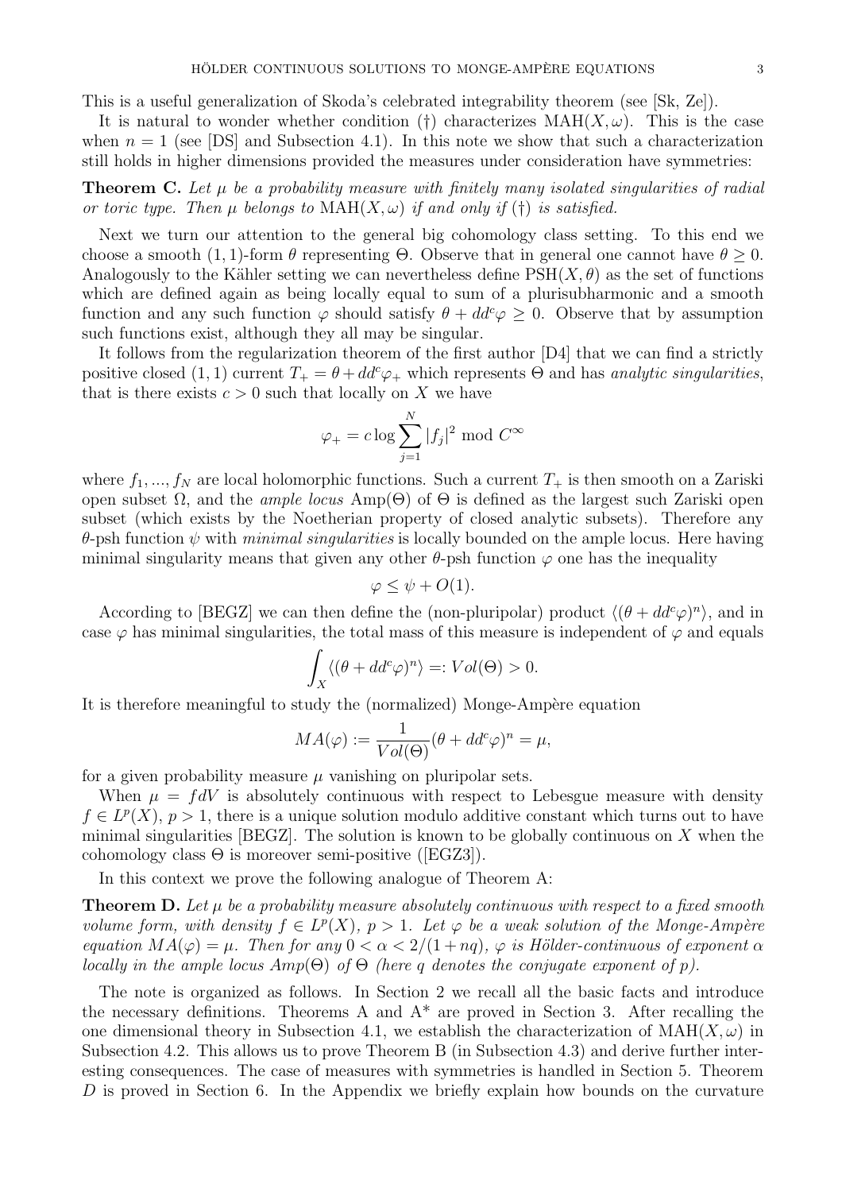This is a useful generalization of Skoda's celebrated integrability theorem (see [Sk, Ze]).

It is natural to wonder whether condition (†) characterizes $\mathrm{MAH}(X,\omega)$. This is the case when $n = 1$ (see [DS] and Subsection 4.1). In this note we show that such a characterization still holds in higher dimensions provided the measures under consideration have symmetries:

**Theorem C.** *Let $\mu$ be a probability measure with finitely many isolated singularities of radial or toric type. Then $\mu$ belongs to $\mathrm{MAH}(X,\omega)$ if and only if (†) is satisfied.*

Next we turn our attention to the general big cohomology class setting. To this end we choose a smooth $(1,1)$-form $\theta$ representing $\Theta$. Observe that in general one cannot have $\theta \geq 0$. Analogously to the Kähler setting we can nevertheless define $\mathrm{PSH}(X,\theta)$ as the set of functions which are defined again as being locally equal to sum of a plurisubharmonic and a smooth function and any such function $\varphi$ should satisfy $\theta + dd^c\varphi \geq 0$. Observe that by assumption such functions exist, although they all may be singular.

It follows from the regularization theorem of the first author [D4] that we can find a strictly positive closed $(1,1)$ current $T_+ = \theta + dd^c\varphi_+$ which represents $\Theta$ and has *analytic singularities*, that is there exists $c > 0$ such that locally on $X$ we have

$$\varphi_+ = c \log \sum_{j=1}^{N} |f_j|^2 \bmod C^\infty$$

where $f_1, ..., f_N$ are local holomorphic functions. Such a current $T_+$ is then smooth on a Zariski open subset $\Omega$, and the *ample locus* $\mathrm{Amp}(\Theta)$ of $\Theta$ is defined as the largest such Zariski open subset (which exists by the Noetherian property of closed analytic subsets). Therefore any $\theta$-psh function $\psi$ with *minimal singularities* is locally bounded on the ample locus. Here having minimal singularity means that given any other $\theta$-psh function $\varphi$ one has the inequality

$$\varphi \leq \psi + O(1).$$

According to [BEGZ] we can then define the (non-pluripolar) product $\langle(\theta + dd^c\varphi)^n\rangle$, and in case $\varphi$ has minimal singularities, the total mass of this measure is independent of $\varphi$ and equals

$$\int_X \langle(\theta + dd^c\varphi)^n\rangle =: Vol(\Theta) > 0.$$

It is therefore meaningful to study the (normalized) Monge-Ampère equation

$$MA(\varphi) := \frac{1}{Vol(\Theta)}(\theta + dd^c\varphi)^n = \mu,$$

for a given probability measure $\mu$ vanishing on pluripolar sets.

When $\mu = fdV$ is absolutely continuous with respect to Lebesgue measure with density $f \in L^p(X)$, $p > 1$, there is a unique solution modulo additive constant which turns out to have minimal singularities [BEGZ]. The solution is known to be globally continuous on $X$ when the cohomology class $\Theta$ is moreover semi-positive ([EGZ3]).

In this context we prove the following analogue of Theorem A:

**Theorem D.** *Let $\mu$ be a probability measure absolutely continuous with respect to a fixed smooth volume form, with density $f \in L^p(X)$, $p > 1$. Let $\varphi$ be a weak solution of the Monge-Ampère equation $MA(\varphi) = \mu$. Then for any $0 < \alpha < 2/(1+nq)$, $\varphi$ is Hölder-continuous of exponent $\alpha$ locally in the ample locus $Amp(\Theta)$ of $\Theta$ (here $q$ denotes the conjugate exponent of $p$).*

The note is organized as follows. In Section 2 we recall all the basic facts and introduce the necessary definitions. Theorems A and A* are proved in Section 3. After recalling the one dimensional theory in Subsection 4.1, we establish the characterization of $\mathrm{MAH}(X,\omega)$ in Subsection 4.2. This allows us to prove Theorem B (in Subsection 4.3) and derive further interesting consequences. The case of measures with symmetries is handled in Section 5. Theorem $D$ is proved in Section 6. In the Appendix we briefly explain how bounds on the curvature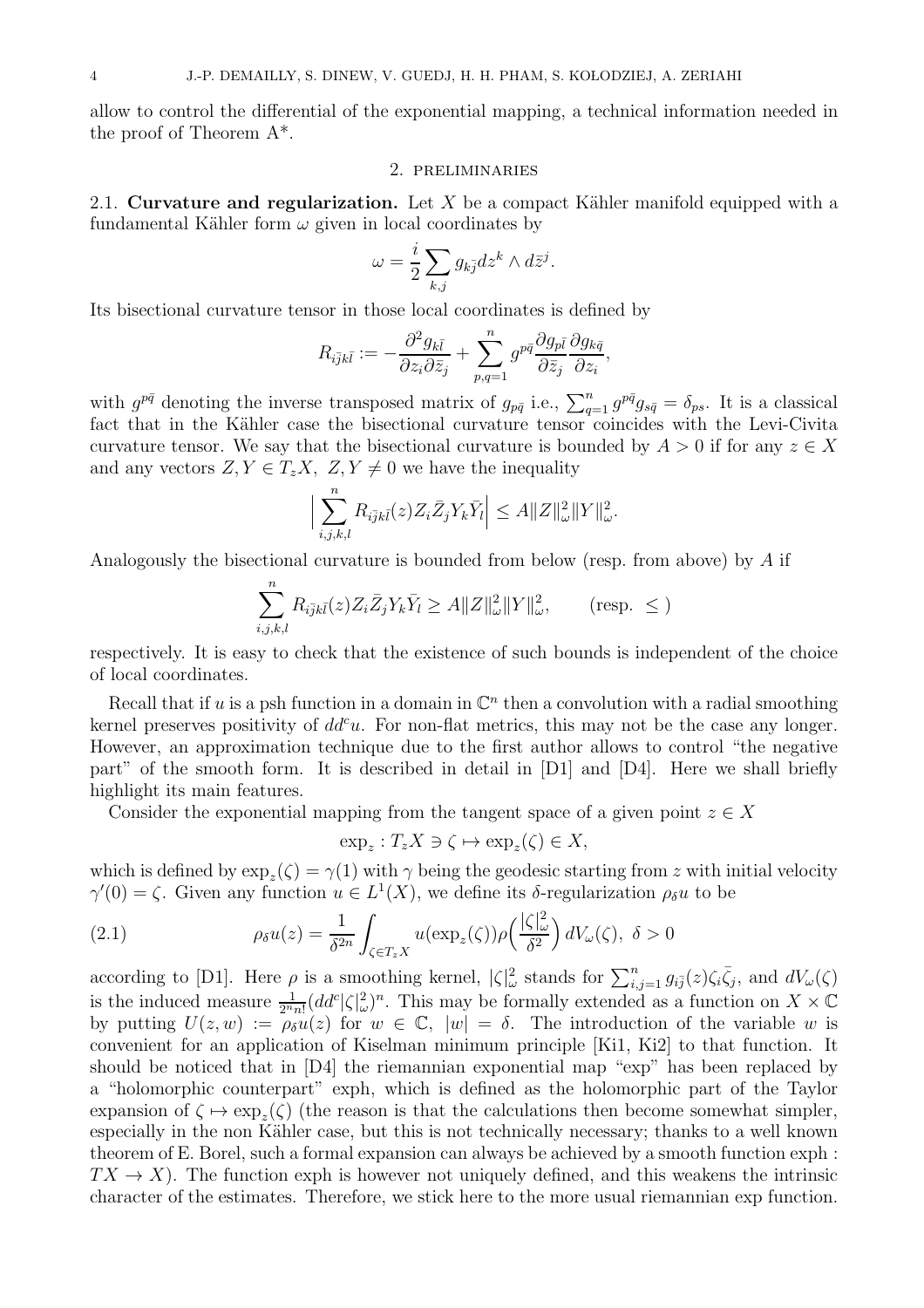allow to control the differential of the exponential mapping, a technical information needed in the proof of Theorem A\*.

## 2. Preliminaries

**2.1. Curvature and regularization.** Let $X$ be a compact Kähler manifold equipped with a fundamental Kähler form $\omega$ given in local coordinates by

$$\omega = \frac{i}{2}\sum_{k,j} g_{k\bar{j}} dz^k \wedge d\bar{z}^j.$$

Its bisectional curvature tensor in those local coordinates is defined by

$$R_{i\bar{j}k\bar{l}} := -\frac{\partial^2 g_{k\bar{l}}}{\partial z_i \partial \bar{z}_j} + \sum_{p,q=1}^{n} g^{p\bar{q}} \frac{\partial g_{p\bar{l}}}{\partial \bar{z}_j} \frac{\partial g_{k\bar{q}}}{\partial z_i},$$

with $g^{p\bar{q}}$ denoting the inverse transposed matrix of $g_{p\bar{q}}$ i.e., $\sum_{q=1}^n g^{p\bar{q}} g_{s\bar{q}} = \delta_{ps}$. It is a classical fact that in the Kähler case the bisectional curvature tensor coincides with the Levi-Civita curvature tensor. We say that the bisectional curvature is bounded by $A > 0$ if for any $z \in X$ and any vectors $Z, Y \in T_zX,\ Z, Y \neq 0$ we have the inequality

$$\Big| \sum_{i,j,k,l}^{n} R_{i\bar{j}k\bar{l}}(z) Z_i \bar{Z}_j Y_k \bar{Y}_l \Big| \leq A \|Z\|_\omega^2 \|Y\|_\omega^2.$$

Analogously the bisectional curvature is bounded from below (resp. from above) by $A$ if

$$\sum_{i,j,k,l}^{n} R_{i\bar{j}k\bar{l}}(z) Z_i \bar{Z}_j Y_k \bar{Y}_l \geq A \|Z\|_\omega^2 \|Y\|_\omega^2, \qquad (\text{resp. } \leq )$$

respectively. It is easy to check that the existence of such bounds is independent of the choice of local coordinates.

Recall that if $u$ is a psh function in a domain in $\mathbb{C}^n$ then a convolution with a radial smoothing kernel preserves positivity of $dd^c u$. For non-flat metrics, this may not be the case any longer. However, an approximation technique due to the first author allows to control "the negative part" of the smooth form. It is described in detail in [D1] and [D4]. Here we shall briefly highlight its main features.

Consider the exponential mapping from the tangent space of a given point $z \in X$

$$\exp_z : T_zX \ni \zeta \mapsto \exp_z(\zeta) \in X,$$

which is defined by $\exp_z(\zeta) = \gamma(1)$ with $\gamma$ being the geodesic starting from $z$ with initial velocity $\gamma'(0) = \zeta$. Given any function $u \in L^1(X)$, we define its $\delta$-regularization $\rho_\delta u$ to be

$$\rho_\delta u(z) = \frac{1}{\delta^{2n}} \int_{\zeta \in T_zX} u(\exp_z(\zeta)) \rho\Big(\frac{|\zeta|_\omega^2}{\delta^2}\Big)\, dV_\omega(\zeta),\ \delta > 0 \tag{2.1}$$

according to [D1]. Here $\rho$ is a smoothing kernel, $|\zeta|_\omega^2$ stands for $\sum_{i,j=1}^n g_{i\bar{j}}(z)\zeta_i\bar{\zeta}_j$, and $dV_\omega(\zeta)$ is the induced measure $\frac{1}{2^n n!}(dd^c|\zeta|_\omega^2)^n$. This may be formally extended as a function on $X \times \mathbb{C}$ by putting $U(z,w) := \rho_\delta u(z)$ for $w \in \mathbb{C},\ |w| = \delta$. The introduction of the variable $w$ is convenient for an application of Kiselman minimum principle [Ki1, Ki2] to that function. It should be noticed that in [D4] the riemannian exponential map "exp" has been replaced by a "holomorphic counterpart" exph, which is defined as the holomorphic part of the Taylor expansion of $\zeta \mapsto \exp_z(\zeta)$ (the reason is that the calculations then become somewhat simpler, especially in the non Kähler case, but this is not technically necessary; thanks to a well known theorem of E. Borel, such a formal expansion can always be achieved by a smooth function exph : $TX \to X$). The function exph is however not uniquely defined, and this weakens the intrinsic character of the estimates. Therefore, we stick here to the more usual riemannian exp function.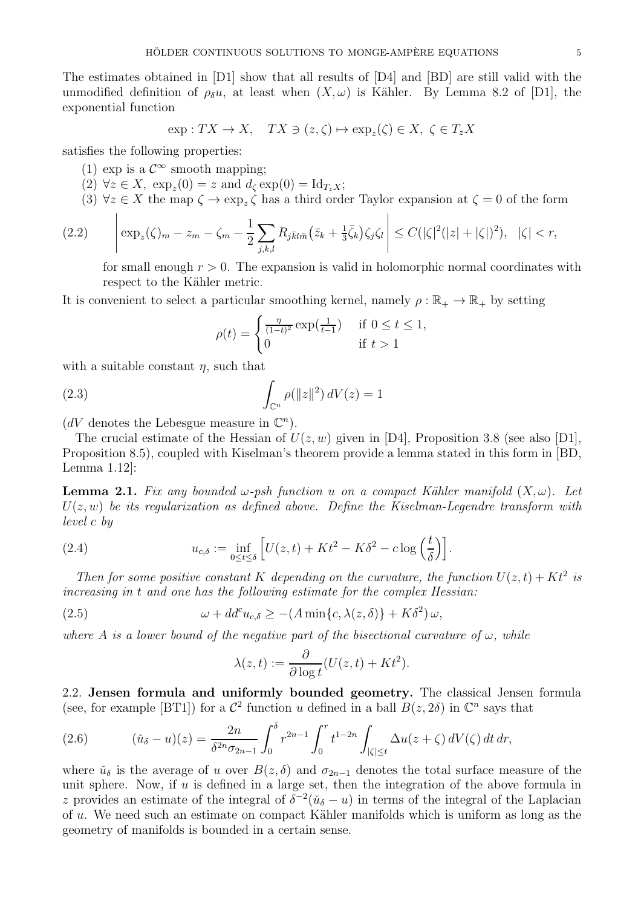The estimates obtained in [D1] show that all results of [D4] and [BD] are still valid with the unmodified definition of $\rho_\delta u$, at least when $(X, \omega)$ is Kähler. By Lemma 8.2 of [D1], the exponential function

$$\exp : TX \to X, \quad TX \ni (z, \zeta) \mapsto \exp_z(\zeta) \in X,\ \zeta \in T_z X$$

satisfies the following properties:

(1) exp is a $\mathcal{C}^\infty$ smooth mapping;
(2) $\forall z \in X,\ \exp_z(0) = z$ and $d_\zeta \exp(0) = \mathrm{Id}_{T_z X}$;
(3) $\forall z \in X$ the map $\zeta \to \exp_z \zeta$ has a third order Taylor expansion at $\zeta = 0$ of the form

$$\left| \exp_z(\zeta)_m - z_m - \zeta_m - \frac{1}{2} \sum_{j,k,l} R_{\bar{j}k l \bar{m}} \big(\bar{z}_k + \tfrac{1}{3} \bar{\zeta}_k\big) \zeta_j \zeta_l \right| \leq C(|\zeta|^2(|z| + |\zeta|)^2), \quad |\zeta| < r, \tag{2.2}$$

for small enough $r > 0$. The expansion is valid in holomorphic normal coordinates with respect to the Kähler metric.

It is convenient to select a particular smoothing kernel, namely $\rho : \mathbb{R}_+ \to \mathbb{R}_+$ by setting

$$\rho(t) = \begin{cases} \frac{\eta}{(1-t)^2} \exp(\frac{1}{t-1}) & \text{if } 0 \leq t \leq 1, \\ 0 & \text{if } t > 1 \end{cases}$$

with a suitable constant $\eta$, such that

$$\int_{\mathbb{C}^n} \rho(\|z\|^2)\, dV(z) = 1 \tag{2.3}$$

($dV$ denotes the Lebesgue measure in $\mathbb{C}^n$).

The crucial estimate of the Hessian of $U(z, w)$ given in [D4], Proposition 3.8 (see also [D1], Proposition 8.5), coupled with Kiselman's theorem provide a lemma stated in this form in [BD, Lemma 1.12]:

**Lemma 2.1.** *Fix any bounded $\omega$-psh function $u$ on a compact Kähler manifold $(X, \omega)$. Let $U(z, w)$ be its regularization as defined above. Define the Kiselman-Legendre transform with level $c$ by*

$$u_{c,\delta} := \inf_{0 \leq t \leq \delta} \left[ U(z, t) + Kt^2 - K\delta^2 - c \log\left(\frac{t}{\delta}\right) \right]. \tag{2.4}$$

*Then for some positive constant $K$ depending on the curvature, the function $U(z, t) + Kt^2$ is increasing in $t$ and one has the following estimate for the complex Hessian:*

$$\omega + dd^c u_{c,\delta} \geq -(A \min\{c, \lambda(z, \delta)\} + K\delta^2)\, \omega, \tag{2.5}$$

*where $A$ is a lower bound of the negative part of the bisectional curvature of $\omega$, while*

$$\lambda(z, t) := \frac{\partial}{\partial \log t}(U(z, t) + Kt^2).$$

2.2. **Jensen formula and uniformly bounded geometry.** The classical Jensen formula (see, for example [BT1]) for a $\mathcal{C}^2$ function $u$ defined in a ball $B(z, 2\delta)$ in $\mathbb{C}^n$ says that

$$(\breve{u}_\delta - u)(z) = \frac{2n}{\delta^{2n} \sigma_{2n-1}} \int_0^\delta r^{2n-1} \int_0^r t^{1-2n} \int_{|\zeta| \leq t} \Delta u(z + \zeta)\, dV(\zeta)\, dt\, dr, \tag{2.6}$$

where $\breve{u}_\delta$ is the average of $u$ over $B(z, \delta)$ and $\sigma_{2n-1}$ denotes the total surface measure of the unit sphere. Now, if $u$ is defined in a large set, then the integration of the above formula in $z$ provides an estimate of the integral of $\delta^{-2}(\breve{u}_\delta - u)$ in terms of the integral of the Laplacian of $u$. We need such an estimate on compact Kähler manifolds which is uniform as long as the geometry of manifolds is bounded in a certain sense.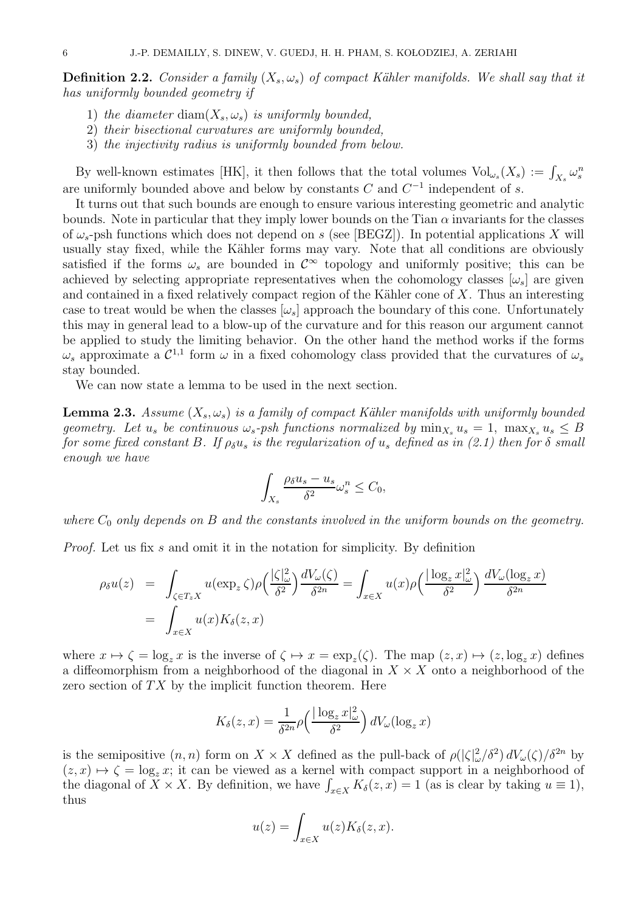**Definition 2.2.** *Consider a family $(X_s, \omega_s)$ of compact Kähler manifolds. We shall say that it has uniformly bounded geometry if*

1) *the diameter $\operatorname{diam}(X_s, \omega_s)$ is uniformly bounded,*
2) *their bisectional curvatures are uniformly bounded,*
3) *the injectivity radius is uniformly bounded from below.*

By well-known estimates [HK], it then follows that the total volumes $\mathrm{Vol}_{\omega_s}(X_s) := \int_{X_s} \omega_s^n$ are uniformly bounded above and below by constants $C$ and $C^{-1}$ independent of $s$.

It turns out that such bounds are enough to ensure various interesting geometric and analytic bounds. Note in particular that they imply lower bounds on the Tian $\alpha$ invariants for the classes of $\omega_s$-psh functions which does not depend on $s$ (see [BEGZ]). In potential applications $X$ will usually stay fixed, while the Kähler forms may vary. Note that all conditions are obviously satisfied if the forms $\omega_s$ are bounded in $\mathcal{C}^\infty$ topology and uniformly positive; this can be achieved by selecting appropriate representatives when the cohomology classes $[\omega_s]$ are given and contained in a fixed relatively compact region of the Kähler cone of $X$. Thus an interesting case to treat would be when the classes $[\omega_s]$ approach the boundary of this cone. Unfortunately this may in general lead to a blow-up of the curvature and for this reason our argument cannot be applied to study the limiting behavior. On the other hand the method works if the forms $\omega_s$ approximate a $\mathcal{C}^{1,1}$ form $\omega$ in a fixed cohomology class provided that the curvatures of $\omega_s$ stay bounded.

We can now state a lemma to be used in the next section.

**Lemma 2.3.** *Assume $(X_s, \omega_s)$ is a family of compact Kähler manifolds with uniformly bounded geometry. Let $u_s$ be continuous $\omega_s$-psh functions normalized by $\min_{X_s} u_s = 1$, $\max_{X_s} u_s \le B$ for some fixed constant $B$. If $\rho_\delta u_s$ is the regularization of $u_s$ defined as in (2.1) then for $\delta$ small enough we have*

$$\int_{X_s} \frac{\rho_\delta u_s - u_s}{\delta^2} \omega_s^n \le C_0,$$

*where $C_0$ only depends on $B$ and the constants involved in the uniform bounds on the geometry.*

*Proof.* Let us fix $s$ and omit it in the notation for simplicity. By definition

$$\begin{aligned}
\rho_\delta u(z) &= \int_{\zeta \in T_z X} u(\exp_z \zeta) \rho\Big(\frac{|\zeta|_\omega^2}{\delta^2}\Big) \frac{dV_\omega(\zeta)}{\delta^{2n}} = \int_{x \in X} u(x) \rho\Big(\frac{|\log_z x|_\omega^2}{\delta^2}\Big) \frac{dV_\omega(\log_z x)}{\delta^{2n}} \\
&= \int_{x \in X} u(x) K_\delta(z, x)
\end{aligned}$$

where $x \mapsto \zeta = \log_z x$ is the inverse of $\zeta \mapsto x = \exp_z(\zeta)$. The map $(z, x) \mapsto (z, \log_z x)$ defines a diffeomorphism from a neighborhood of the diagonal in $X \times X$ onto a neighborhood of the zero section of $TX$ by the implicit function theorem. Here

$$K_\delta(z, x) = \frac{1}{\delta^{2n}} \rho\Big(\frac{|\log_z x|_\omega^2}{\delta^2}\Big) \, dV_\omega(\log_z x)$$

is the semipositive $(n, n)$ form on $X \times X$ defined as the pull-back of $\rho(|\zeta|_\omega^2/\delta^2) \, dV_\omega(\zeta)/\delta^{2n}$ by $(z, x) \mapsto \zeta = \log_z x$; it can be viewed as a kernel with compact support in a neighborhood of the diagonal of $X \times X$. By definition, we have $\int_{x \in X} K_\delta(z, x) = 1$ (as is clear by taking $u \equiv 1$), thus

$$u(z) = \int_{x \in X} u(z) K_\delta(z, x).$$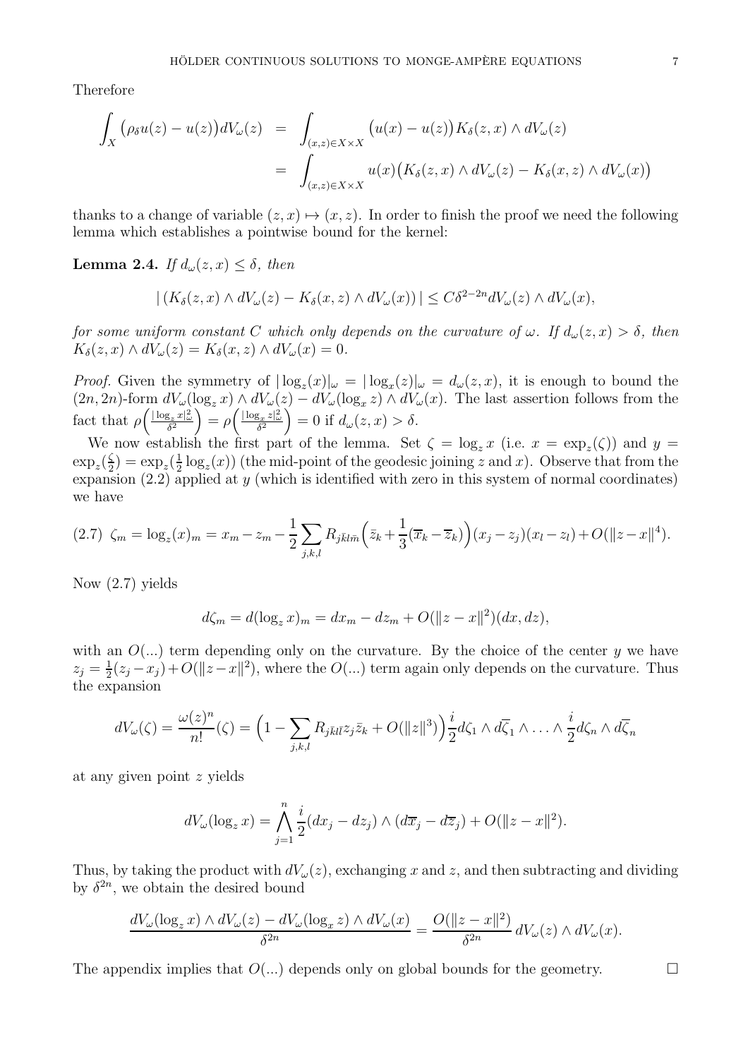Therefore

$$\begin{aligned}
\int_X \big(\rho_\delta u(z) - u(z)\big) dV_\omega(z) &= \int_{(x,z)\in X\times X} \big(u(x) - u(z)\big) K_\delta(z,x) \wedge dV_\omega(z) \\
&= \int_{(x,z)\in X\times X} u(x)\big(K_\delta(z,x)\wedge dV_\omega(z) - K_\delta(x,z)\wedge dV_\omega(x)\big)
\end{aligned}$$

thanks to a change of variable $(z,x) \mapsto (x,z)$. In order to finish the proof we need the following lemma which establishes a pointwise bound for the kernel:

**Lemma 2.4.** *If $d_\omega(z,x) \leq \delta$, then*

$$|\,(K_\delta(z,x)\wedge dV_\omega(z) - K_\delta(x,z)\wedge dV_\omega(x))\,| \leq C\delta^{2-2n} dV_\omega(z)\wedge dV_\omega(x),$$

*for some uniform constant $C$ which only depends on the curvature of $\omega$. If $d_\omega(z,x) > \delta$, then $K_\delta(z,x)\wedge dV_\omega(z) = K_\delta(x,z)\wedge dV_\omega(x) = 0$.*

*Proof.* Given the symmetry of $|\log_z(x)|_\omega = |\log_x(z)|_\omega = d_\omega(z,x)$, it is enough to bound the $(2n,2n)$-form $dV_\omega(\log_z x)\wedge dV_\omega(z) - dV_\omega(\log_x z)\wedge dV_\omega(x)$. The last assertion follows from the fact that $\rho\Big(\frac{|\log_z x|^2_\omega}{\delta^2}\Big) = \rho\Big(\frac{|\log_x z|^2_\omega}{\delta^2}\Big) = 0$ if $d_\omega(z,x) > \delta$.

We now establish the first part of the lemma. Set $\zeta = \log_z x$ (i.e. $x = \exp_z(\zeta)$) and $y = \exp_z(\frac{\zeta}{2}) = \exp_z(\frac{1}{2}\log_z(x))$ (the mid-point of the geodesic joining $z$ and $x$). Observe that from the expansion (2.2) applied at $y$ (which is identified with zero in this system of normal coordinates) we have

$$(2.7)\;\; \zeta_m = \log_z(x)_m = x_m - z_m - \frac{1}{2}\sum_{j,k,l} R_{j\bar{k}l\bar{m}}\Big(\bar{z}_k + \frac{1}{3}(\overline{x}_k - \overline{z}_k)\Big)(x_j - z_j)(x_l - z_l) + O(\|z-x\|^4).$$

Now (2.7) yields

$$d\zeta_m = d(\log_z x)_m = dx_m - dz_m + O(\|z-x\|^2)(dx,dz),$$

with an $O(...)$ term depending only on the curvature. By the choice of the center $y$ we have $z_j = \frac{1}{2}(z_j - x_j) + O(\|z-x\|^2)$, where the $O(...)$ term again only depends on the curvature. Thus the expansion

$$dV_\omega(\zeta) = \frac{\omega(z)^n}{n!}(\zeta) = \Big(1 - \sum_{j,k,l} R_{j\bar{k}l\bar{l}} z_j \bar{z}_k + O(\|z\|^3)\Big)\frac{i}{2} d\zeta_1 \wedge d\overline{\zeta}_1 \wedge \ldots \wedge \frac{i}{2} d\zeta_n \wedge d\overline{\zeta}_n$$

at any given point $z$ yields

$$dV_\omega(\log_z x) = \bigwedge_{j=1}^n \frac{i}{2}(dx_j - dz_j)\wedge(d\overline{x}_j - d\overline{z}_j) + O(\|z-x\|^2).$$

Thus, by taking the product with $dV_\omega(z)$, exchanging $x$ and $z$, and then subtracting and dividing by $\delta^{2n}$, we obtain the desired bound

$$\frac{dV_\omega(\log_z x)\wedge dV_\omega(z) - dV_\omega(\log_x z)\wedge dV_\omega(x)}{\delta^{2n}} = \frac{O(\|z-x\|^2)}{\delta^{2n}}\, dV_\omega(z)\wedge dV_\omega(x).$$

The appendix implies that $O(...)$ depends only on global bounds for the geometry. $\square$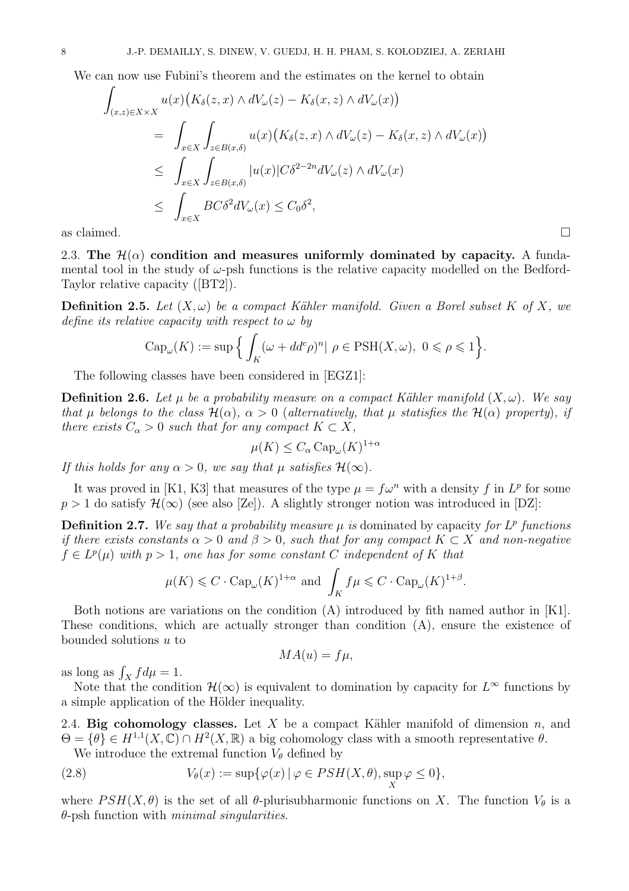We can now use Fubini's theorem and the estimates on the kernel to obtain

$$
\begin{aligned}
\int_{(x,z)\in X\times X} & u(x)\big(K_\delta(z,x)\wedge dV_\omega(z) - K_\delta(x,z)\wedge dV_\omega(x)\big) \\
&= \int_{x\in X}\int_{z\in B(x,\delta)} u(x)\big(K_\delta(z,x)\wedge dV_\omega(z) - K_\delta(x,z)\wedge dV_\omega(x)\big) \\
&\leq \int_{x\in X}\int_{z\in B(x,\delta)} |u(x)| C\delta^{2-2n} dV_\omega(z)\wedge dV_\omega(x) \\
&\leq \int_{x\in X} BC\delta^2 dV_\omega(x) \leq C_0\delta^2,
\end{aligned}
$$

as claimed. □

**2.3. The $\mathcal{H}(\alpha)$ condition and measures uniformly dominated by capacity.** A fundamental tool in the study of $\omega$-psh functions is the relative capacity modelled on the Bedford-Taylor relative capacity ([BT2]).

**Definition 2.5.** *Let $(X,\omega)$ be a compact Kähler manifold. Given a Borel subset $K$ of $X$, we define its relative capacity with respect to $\omega$ by*

$$
\mathrm{Cap}_\omega(K) := \sup\Big\{\int_K (\omega + dd^c\rho)^n \mid \rho\in \mathrm{PSH}(X,\omega),\ 0\leqslant\rho\leqslant 1\Big\}.
$$

The following classes have been considered in [EGZ1]:

**Definition 2.6.** *Let $\mu$ be a probability measure on a compact Kähler manifold $(X,\omega)$. We say that $\mu$ belongs to the class $\mathcal{H}(\alpha)$, $\alpha>0$ (alternatively, that $\mu$ statisfies the $\mathcal{H}(\alpha)$ property), if there exists $C_\alpha>0$ such that for any compact $K\subset X$,*

$$
\mu(K)\leq C_\alpha\,\mathrm{Cap}_\omega(K)^{1+\alpha}
$$

*If this holds for any $\alpha>0$, we say that $\mu$ satisfies $\mathcal{H}(\infty)$.*

It was proved in [K1, K3] that measures of the type $\mu = f\omega^n$ with a density $f$ in $L^p$ for some $p>1$ do satisfy $\mathcal{H}(\infty)$ (see also [Ze]). A slightly stronger notion was introduced in [DZ]:

**Definition 2.7.** *We say that a probability measure $\mu$ is* dominated by capacity *for $L^p$ functions if there exists constants $\alpha>0$ and $\beta>0$, such that for any compact $K\subset X$ and non-negative $f\in L^p(\mu)$ with $p>1$, one has for some constant $C$ independent of $K$ that*

$$
\mu(K)\leqslant C\cdot \mathrm{Cap}_\omega(K)^{1+\alpha} \text{ and } \int_K f\mu \leqslant C\cdot\mathrm{Cap}_\omega(K)^{1+\beta}.
$$

Both notions are variations on the condition (A) introduced by fith named author in [K1]. These conditions, which are actually stronger than condition (A), ensure the existence of bounded solutions $u$ to

$$
MA(u) = f\mu,
$$

as long as $\int_X f d\mu = 1$.

Note that the condition $\mathcal{H}(\infty)$ is equivalent to domination by capacity for $L^\infty$ functions by a simple application of the Hölder inequality.

**2.4. Big cohomology classes.** Let $X$ be a compact Kähler manifold of dimension $n$, and $\Theta = \{\theta\}\in H^{1,1}(X,\mathbb{C})\cap H^2(X,\mathbb{R})$ a big cohomology class with a smooth representative $\theta$.

We introduce the extremal function $V_\theta$ defined by

$$
V_\theta(x) := \sup\{\varphi(x)\mid \varphi\in PSH(X,\theta), \sup_X\varphi\leq 0\}, \tag{2.8}
$$

where $PSH(X,\theta)$ is the set of all $\theta$-plurisubharmonic functions on $X$. The function $V_\theta$ is a $\theta$-psh function with *minimal singularities*.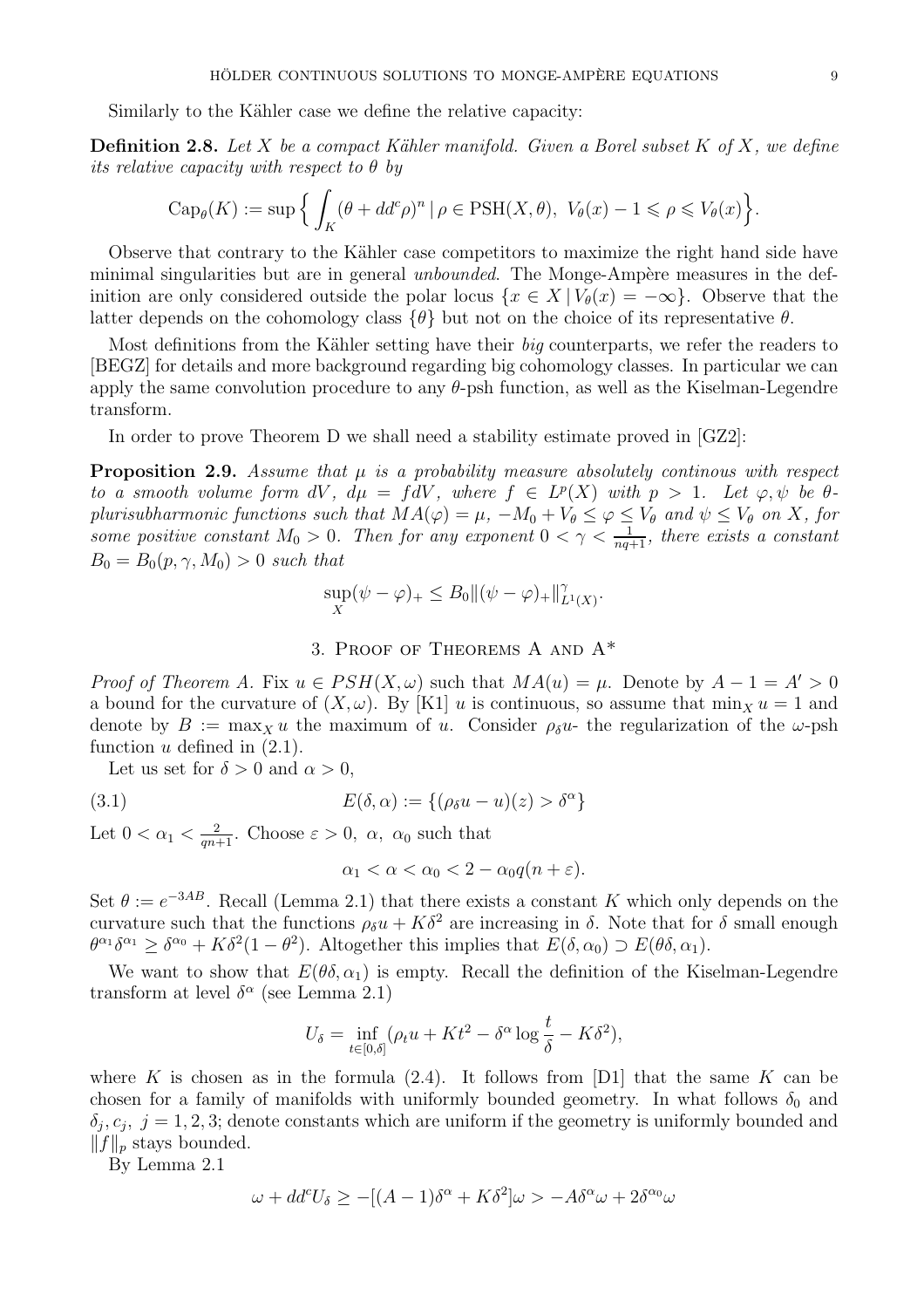Similarly to the Kähler case we define the relative capacity:

**Definition 2.8.** *Let $X$ be a compact Kähler manifold. Given a Borel subset $K$ of $X$, we define its relative capacity with respect to $\theta$ by*

$$\mathrm{Cap}_\theta(K) := \sup\Big\{ \int_K (\theta + dd^c\rho)^n \,|\, \rho \in \mathrm{PSH}(X,\theta),\ V_\theta(x) - 1 \leqslant \rho \leqslant V_\theta(x)\Big\}.$$

Observe that contrary to the Kähler case competitors to maximize the right hand side have minimal singularities but are in general *unbounded*. The Monge-Ampère measures in the definition are only considered outside the polar locus $\{x \in X \,|\, V_\theta(x) = -\infty\}$. Observe that the latter depends on the cohomology class $\{\theta\}$ but not on the choice of its representative $\theta$.

Most definitions from the Kähler setting have their *big* counterparts, we refer the readers to [BEGZ] for details and more background regarding big cohomology classes. In particular we can apply the same convolution procedure to any $\theta$-psh function, as well as the Kiselman-Legendre transform.

In order to prove Theorem D we shall need a stability estimate proved in [GZ2]:

**Proposition 2.9.** *Assume that $\mu$ is a probability measure absolutely continous with respect to a smooth volume form $dV$, $d\mu = fdV$, where $f \in L^p(X)$ with $p > 1$. Let $\varphi, \psi$ be $\theta$-plurisubharmonic functions such that $MA(\varphi) = \mu$, $-M_0 + V_\theta \leq \varphi \leq V_\theta$ and $\psi \leq V_\theta$ on $X$, for some positive constant $M_0 > 0$. Then for any exponent $0 < \gamma < \frac{1}{nq+1}$, there exists a constant $B_0 = B_0(p, \gamma, M_0) > 0$ such that*

$$\sup_X (\psi - \varphi)_+ \leq B_0 \|(\psi - \varphi)_+\|^\gamma_{L^1(X)}.$$

## 3. Proof of Theorems A and A*

*Proof of Theorem A.* Fix $u \in PSH(X,\omega)$ such that $MA(u) = \mu$. Denote by $A - 1 = A' > 0$ a bound for the curvature of $(X,\omega)$. By [K1] $u$ is continuous, so assume that $\min_X u = 1$ and denote by $B := \max_X u$ the maximum of $u$. Consider $\rho_\delta u$- the regularization of the $\omega$-psh function $u$ defined in (2.1).

Let us set for $\delta > 0$ and $\alpha > 0$,

$$E(\delta, \alpha) := \{(\rho_\delta u - u)(z) > \delta^\alpha\} \tag{3.1}$$

Let $0 < \alpha_1 < \frac{2}{qn+1}$. Choose $\varepsilon > 0$, $\alpha$, $\alpha_0$ such that

$$\alpha_1 < \alpha < \alpha_0 < 2 - \alpha_0 q(n + \varepsilon).$$

Set $\theta := e^{-3AB}$. Recall (Lemma 2.1) that there exists a constant $K$ which only depends on the curvature such that the functions $\rho_\delta u + K\delta^2$ are increasing in $\delta$. Note that for $\delta$ small enough $\theta^{\alpha_1}\delta^{\alpha_1} \geq \delta^{\alpha_0} + K\delta^2(1 - \theta^2)$. Altogether this implies that $E(\delta, \alpha_0) \supset E(\theta\delta, \alpha_1)$.

We want to show that $E(\theta\delta, \alpha_1)$ is empty. Recall the definition of the Kiselman-Legendre transform at level $\delta^\alpha$ (see Lemma 2.1)

$$U_\delta = \inf_{t\in[0,\delta]} (\rho_t u + Kt^2 - \delta^\alpha \log\frac{t}{\delta} - K\delta^2),$$

where $K$ is chosen as in the formula (2.4). It follows from [D1] that the same $K$ can be chosen for a family of manifolds with uniformly bounded geometry. In what follows $\delta_0$ and $\delta_j, c_j,\ j = 1, 2, 3;$ denote constants which are uniform if the geometry is uniformly bounded and $\|f\|_p$ stays bounded.

By Lemma 2.1

$$\omega + dd^c U_\delta \geq -[(A-1)\delta^\alpha + K\delta^2]\omega > -A\delta^\alpha\omega + 2\delta^{\alpha_0}\omega$$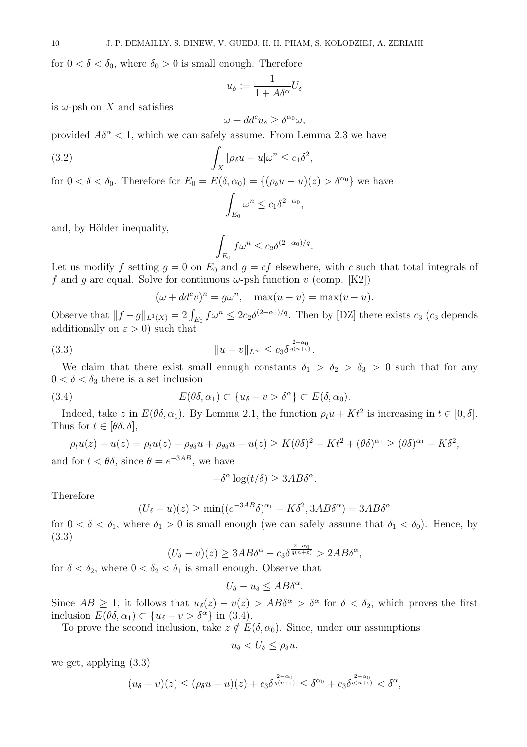for $0 < \delta < \delta_0$, where $\delta_0 > 0$ is small enough. Therefore

$$u_\delta := \frac{1}{1 + A\delta^\alpha} U_\delta$$

is $\omega$-psh on $X$ and satisfies

$$\omega + dd^c u_\delta \geq \delta^{\alpha_0}\omega,$$

provided $A\delta^\alpha < 1$, which we can safely assume. From Lemma 2.3 we have

$$\int_X |\rho_\delta u - u|\omega^n \leq c_1\delta^2, \tag{3.2}$$

for $0 < \delta < \delta_0$. Therefore for $E_0 = E(\delta, \alpha_0) = \{(\rho_\delta u - u)(z) > \delta^{\alpha_0}\}$ we have

$$\int_{E_0} \omega^n \leq c_1\delta^{2-\alpha_0},$$

and, by Hölder inequality,

$$\int_{E_0} f\omega^n \leq c_2\delta^{(2-\alpha_0)/q}.$$

Let us modify $f$ setting $g = 0$ on $E_0$ and $g = cf$ elsewhere, with $c$ such that total integrals of $f$ and $g$ are equal. Solve for continuous $\omega$-psh function $v$ (comp. [K2])

$$(\omega + dd^c v)^n = g\omega^n, \quad \max(u - v) = \max(v - u).$$

Observe that $\|f - g\|_{L^1(X)} = 2\int_{E_0} f\omega^n \leq 2c_2\delta^{(2-\alpha_0)/q}$. Then by [DZ] there exists $c_3$ ($c_3$ depends additionally on $\varepsilon > 0$) such that

$$\|u - v\|_{L^\infty} \leq c_3\delta^{\frac{2-\alpha_0}{q(n+\varepsilon)}}. \tag{3.3}$$

We claim that there exist small enough constants $\delta_1 > \delta_2 > \delta_3 > 0$ such that for any $0 < \delta < \delta_3$ there is a set inclusion

$$E(\theta\delta, \alpha_1) \subset \{u_\delta - v > \delta^\alpha\} \subset E(\delta, \alpha_0). \tag{3.4}$$

Indeed, take $z$ in $E(\theta\delta, \alpha_1)$. By Lemma 2.1, the function $\rho_t u + Kt^2$ is increasing in $t \in [0, \delta]$. Thus for $t \in [\theta\delta, \delta]$,

$$\rho_t u(z) - u(z) = \rho_t u(z) - \rho_{\theta\delta} u + \rho_{\theta\delta} u - u(z) \geq K(\theta\delta)^2 - Kt^2 + (\theta\delta)^{\alpha_1} \geq (\theta\delta)^{\alpha_1} - K\delta^2,$$

and for $t < \theta\delta$, since $\theta = e^{-3AB}$, we have

$$-\delta^\alpha \log(t/\delta) \geq 3AB\delta^\alpha.$$

Therefore

$$(U_\delta - u)(z) \geq \min((e^{-3AB}\delta)^{\alpha_1} - K\delta^2, 3AB\delta^\alpha) = 3AB\delta^\alpha$$

for $0 < \delta < \delta_1$, where $\delta_1 > 0$ is small enough (we can safely assume that $\delta_1 < \delta_0$). Hence, by (3.3)

$$(U_\delta - v)(z) \geq 3AB\delta^\alpha - c_3\delta^{\frac{2-\alpha_0}{q(n+\varepsilon)}} > 2AB\delta^\alpha,$$

for $\delta < \delta_2$, where $0 < \delta_2 < \delta_1$ is small enough. Observe that

$$U_\delta - u_\delta \leq AB\delta^\alpha.$$

Since $AB \geq 1$, it follows that $u_\delta(z) - v(z) > AB\delta^\alpha > \delta^\alpha$ for $\delta < \delta_2$, which proves the first inclusion $E(\theta\delta, \alpha_1) \subset \{u_\delta - v > \delta^\alpha\}$ in (3.4).

To prove the second inclusion, take $z \notin E(\delta, \alpha_0)$. Since, under our assumptions

$$u_\delta < U_\delta \leq \rho_\delta u,$$

we get, applying (3.3)

$$(u_\delta - v)(z) \leq (\rho_\delta u - u)(z) + c_3\delta^{\frac{2-\alpha_0}{q(n+\varepsilon)}} \leq \delta^{\alpha_0} + c_3\delta^{\frac{2-\alpha_0}{q(n+\varepsilon)}} < \delta^\alpha,$$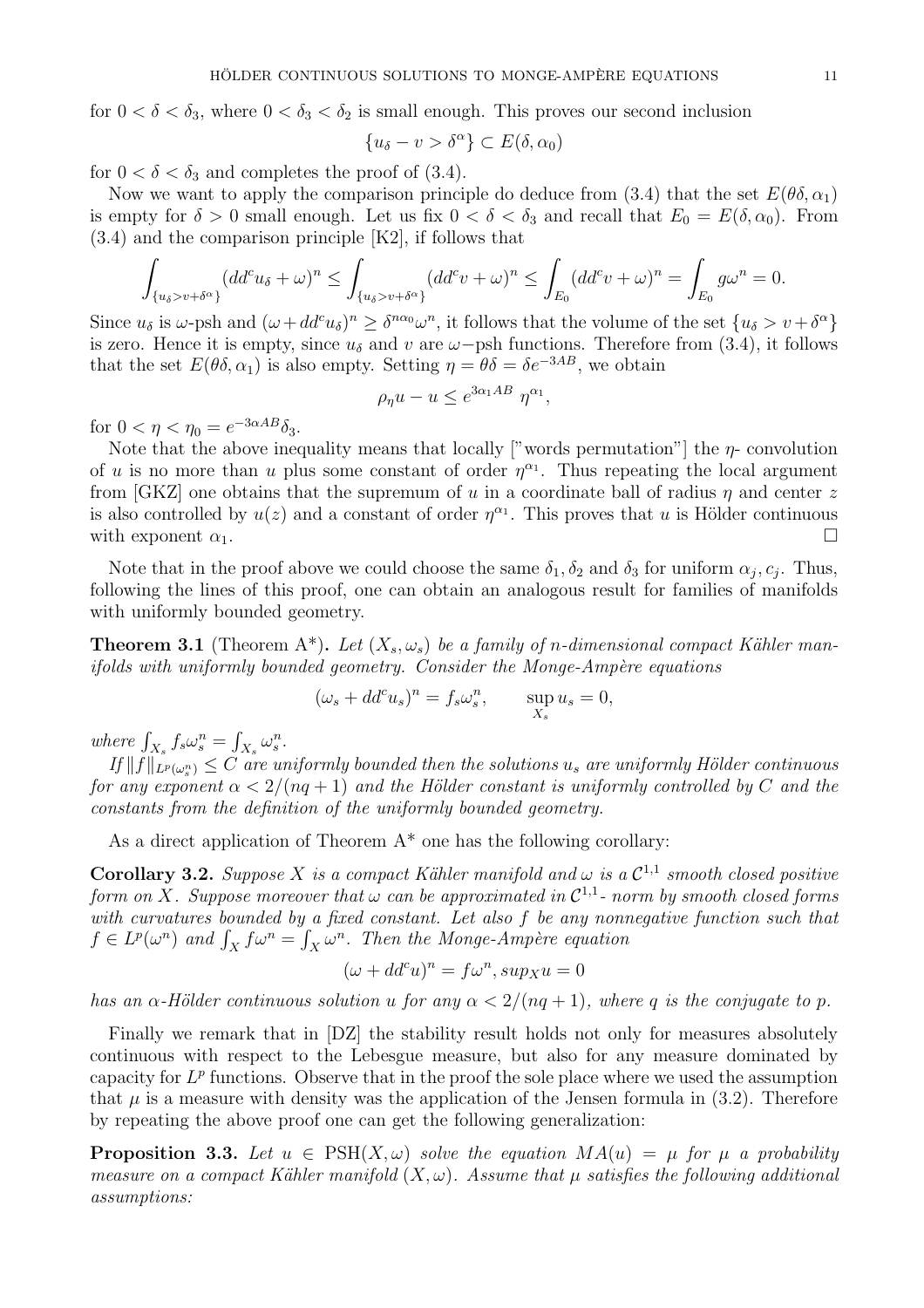for $0 < \delta < \delta_3$, where $0 < \delta_3 < \delta_2$ is small enough. This proves our second inclusion

$$\{u_\delta - v > \delta^\alpha\} \subset E(\delta, \alpha_0)$$

for $0 < \delta < \delta_3$ and completes the proof of (3.4).

Now we want to apply the comparison principle do deduce from (3.4) that the set $E(\theta\delta, \alpha_1)$ is empty for $\delta > 0$ small enough. Let us fix $0 < \delta < \delta_3$ and recall that $E_0 = E(\delta, \alpha_0)$. From (3.4) and the comparison principle [K2], if follows that

$$\int_{\{u_\delta > v + \delta^\alpha\}} (dd^c u_\delta + \omega)^n \leq \int_{\{u_\delta > v + \delta^\alpha\}} (dd^c v + \omega)^n \leq \int_{E_0} (dd^c v + \omega)^n = \int_{E_0} g\omega^n = 0.$$

Since $u_\delta$ is $\omega$-psh and $(\omega + dd^c u_\delta)^n \geq \delta^{n\alpha_0}\omega^n$, it follows that the volume of the set $\{u_\delta > v + \delta^\alpha\}$ is zero. Hence it is empty, since $u_\delta$ and $v$ are $\omega-$psh functions. Therefore from (3.4), it follows that the set $E(\theta\delta, \alpha_1)$ is also empty. Setting $\eta = \theta\delta = \delta e^{-3AB}$, we obtain

$$\rho_\eta u - u \leq e^{3\alpha_1 AB}\ \eta^{\alpha_1},$$

for $0 < \eta < \eta_0 = e^{-3\alpha AB}\delta_3$.

Note that the above inequality means that locally ["words permutation"] the $\eta$- convolution of $u$ is no more than $u$ plus some constant of order $\eta^{\alpha_1}$. Thus repeating the local argument from [GKZ] one obtains that the supremum of $u$ in a coordinate ball of radius $\eta$ and center $z$ is also controlled by $u(z)$ and a constant of order $\eta^{\alpha_1}$. This proves that $u$ is Hölder continuous with exponent $\alpha_1$. $\square$

Note that in the proof above we could choose the same $\delta_1, \delta_2$ and $\delta_3$ for uniform $\alpha_j, c_j$. Thus, following the lines of this proof, one can obtain an analogous result for families of manifolds with uniformly bounded geometry.

**Theorem 3.1** (Theorem A*). *Let $(X_s, \omega_s)$ be a family of $n$-dimensional compact Kähler manifolds with uniformly bounded geometry. Consider the Monge-Ampère equations*

$$(\omega_s + dd^c u_s)^n = f_s\omega_s^n, \qquad \sup_{X_s} u_s = 0,$$

*where $\int_{X_s} f_s\omega_s^n = \int_{X_s}\omega_s^n$.*

*If $\|f\|_{L^p(\omega_s^n)} \leq C$ are uniformly bounded then the solutions $u_s$ are uniformly Hölder continuous for any exponent $\alpha < 2/(nq+1)$ and the Hölder constant is uniformly controlled by $C$ and the constants from the definition of the uniformly bounded geometry.*

As a direct application of Theorem A* one has the following corollary:

**Corollary 3.2.** *Suppose $X$ is a compact Kähler manifold and $\omega$ is a $\mathcal{C}^{1,1}$ smooth closed positive form on $X$. Suppose moreover that $\omega$ can be approximated in $\mathcal{C}^{1,1}$- norm by smooth closed forms with curvatures bounded by a fixed constant. Let also $f$ be any nonnegative function such that $f \in L^p(\omega^n)$ and $\int_X f\omega^n = \int_X \omega^n$. Then the Monge-Ampère equation*

$$(\omega + dd^c u)^n = f\omega^n, sup_X u = 0$$

*has an $\alpha$-Hölder continuous solution $u$ for any $\alpha < 2/(nq+1)$, where $q$ is the conjugate to $p$.*

Finally we remark that in [DZ] the stability result holds not only for measures absolutely continuous with respect to the Lebesgue measure, but also for any measure dominated by capacity for $L^p$ functions. Observe that in the proof the sole place where we used the assumption that $\mu$ is a measure with density was the application of the Jensen formula in (3.2). Therefore by repeating the above proof one can get the following generalization:

**Proposition 3.3.** *Let $u \in \mathrm{PSH}(X, \omega)$ solve the equation $MA(u) = \mu$ for $\mu$ a probability measure on a compact Kähler manifold $(X, \omega)$. Assume that $\mu$ satisfies the following additional assumptions:*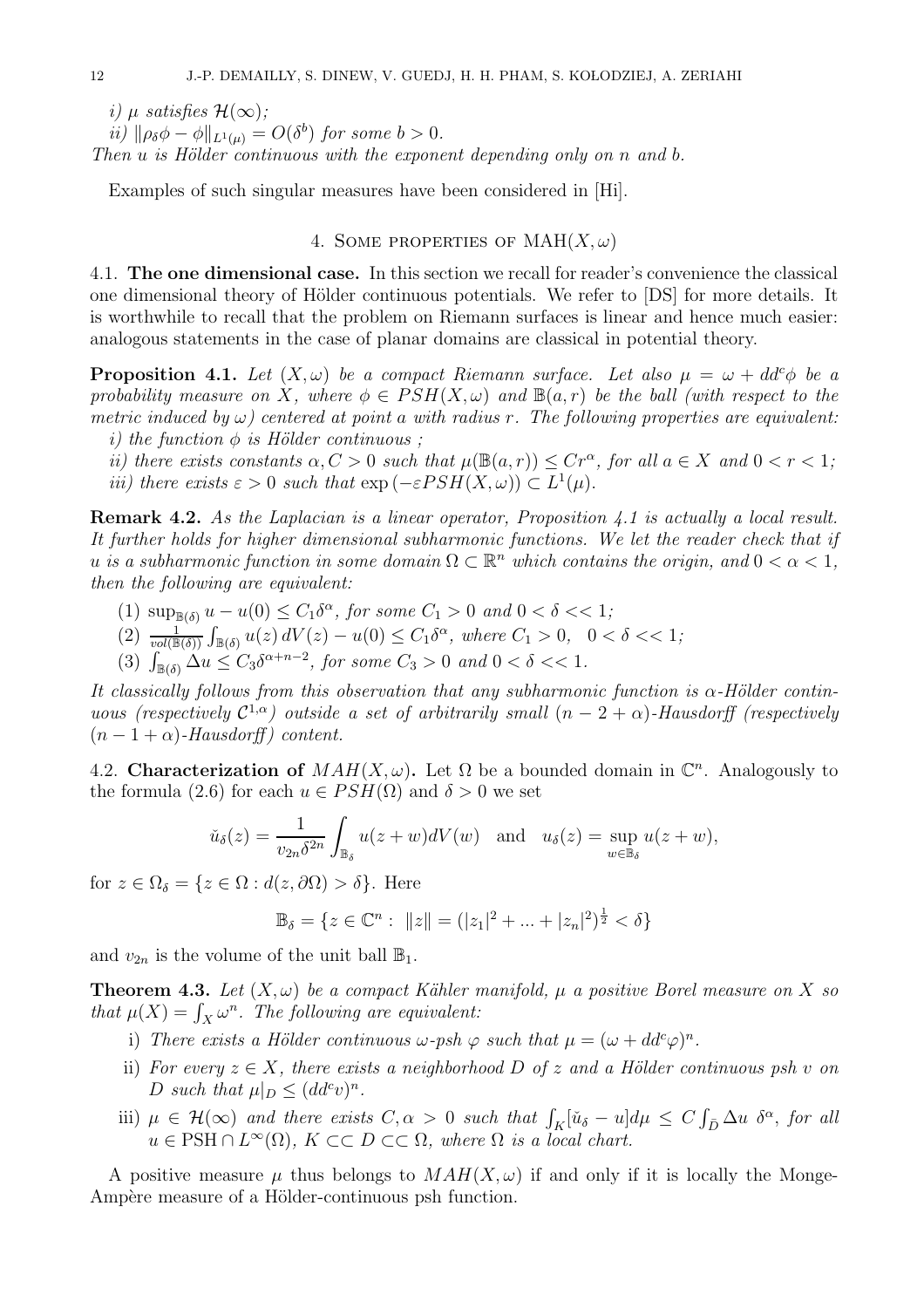*i) $\mu$ satisfies $\mathcal{H}(\infty)$;*

*ii) $\|\rho_\delta \phi - \phi\|_{L^1(\mu)} = O(\delta^b)$ for some $b > 0$.*

*Then $u$ is Hölder continuous with the exponent depending only on $n$ and $b$.*

Examples of such singular measures have been considered in [Hi].

## 4. Some properties of $\mathrm{MAH}(X, \omega)$

**4.1. The one dimensional case.** In this section we recall for reader's convenience the classical one dimensional theory of Hölder continuous potentials. We refer to [DS] for more details. It is worthwhile to recall that the problem on Riemann surfaces is linear and hence much easier: analogous statements in the case of planar domains are classical in potential theory.

**Proposition 4.1.** *Let $(X, \omega)$ be a compact Riemann surface. Let also $\mu = \omega + dd^c\phi$ be a probability measure on $X$, where $\phi \in PSH(X, \omega)$ and $\mathbb{B}(a, r)$ be the ball (with respect to the metric induced by $\omega$) centered at point $a$ with radius $r$. The following properties are equivalent:*

*i) the function $\phi$ is Hölder continuous ;*

*ii) there exists constants $\alpha, C > 0$ such that $\mu(\mathbb{B}(a, r)) \le Cr^\alpha$, for all $a \in X$ and $0 < r < 1$;*

*iii) there exists $\varepsilon > 0$ such that $\exp(-\varepsilon PSH(X, \omega)) \subset L^1(\mu)$.*

**Remark 4.2.** *As the Laplacian is a linear operator, Proposition 4.1 is actually a local result. It further holds for higher dimensional subharmonic functions. We let the reader check that if $u$ is a subharmonic function in some domain $\Omega \subset \mathbb{R}^n$ which contains the origin, and $0 < \alpha < 1$, then the following are equivalent:*

1. $\sup_{\mathbb{B}(\delta)} u - u(0) \le C_1\delta^\alpha$, *for some $C_1 > 0$ and $0 < \delta << 1$;*
2. $\frac{1}{vol(\mathbb{B}(\delta))}\int_{\mathbb{B}(\delta)} u(z)\, dV(z) - u(0) \le C_1\delta^\alpha$, *where $C_1 > 0$, $0 < \delta << 1$;*
3. $\int_{\mathbb{B}(\delta)} \Delta u \le C_3\delta^{\alpha+n-2}$, *for some $C_3 > 0$ and $0 < \delta << 1$.*

*It classically follows from this observation that any subharmonic function is $\alpha$-Hölder continuous (respectively $\mathcal{C}^{1,\alpha}$) outside a set of arbitrarily small $(n-2+\alpha)$-Hausdorff (respectively $(n-1+\alpha)$-Hausdorff) content.*

**4.2. Characterization of $MAH(X, \omega)$.** Let $\Omega$ be a bounded domain in $\mathbb{C}^n$. Analogously to the formula (2.6) for each $u \in PSH(\Omega)$ and $\delta > 0$ we set

$$\check{u}_\delta(z) = \frac{1}{v_{2n}\delta^{2n}} \int_{\mathbb{B}_\delta} u(z+w) dV(w) \quad \text{and} \quad u_\delta(z) = \sup_{w \in \mathbb{B}_\delta} u(z+w),$$

for $z \in \Omega_\delta = \{z \in \Omega : d(z, \partial\Omega) > \delta\}$. Here

$$\mathbb{B}_\delta = \{z \in \mathbb{C}^n : \ \|z\| = (|z_1|^2 + ... + |z_n|^2)^{\frac{1}{2}} < \delta\}$$

and $v_{2n}$ is the volume of the unit ball $\mathbb{B}_1$.

**Theorem 4.3.** *Let $(X, \omega)$ be a compact Kähler manifold, $\mu$ a positive Borel measure on $X$ so that $\mu(X) = \int_X \omega^n$. The following are equivalent:*

i) *There exists a Hölder continuous $\omega$-psh $\varphi$ such that $\mu = (\omega + dd^c\varphi)^n$.*

ii) *For every $z \in X$, there exists a neighborhood $D$ of $z$ and a Hölder continuous psh $v$ on $D$ such that $\mu|_D \le (dd^c v)^n$.*

iii) *$\mu \in \mathcal{H}(\infty)$ and there exists $C, \alpha > 0$ such that $\int_K [\check{u}_\delta - u] d\mu \le C \int_{\bar{D}} \Delta u \ \delta^\alpha$, for all $u \in \mathrm{PSH} \cap L^\infty(\Omega)$, $K \subset\subset D \subset\subset \Omega$, where $\Omega$ is a local chart.*

A positive measure $\mu$ thus belongs to $MAH(X, \omega)$ if and only if it is locally the Monge-Ampère measure of a Hölder-continuous psh function.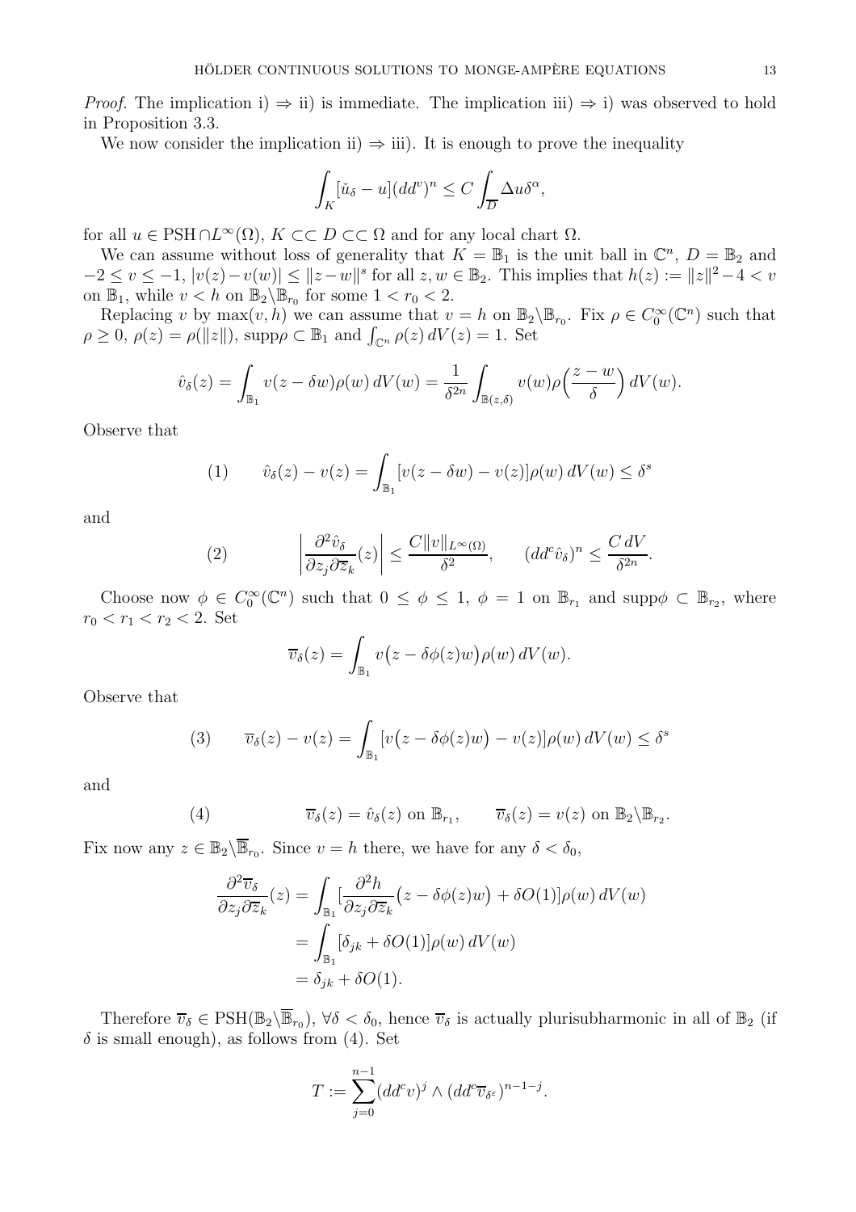*Proof.* The implication i) ⇒ ii) is immediate. The implication iii) ⇒ i) was observed to hold in Proposition 3.3.

We now consider the implication ii) ⇒ iii). It is enough to prove the inequality

$$\int_K [\check{u}_\delta - u](dd^v)^n \leq C \int_{\overline{D}} \Delta u \delta^\alpha,$$

for all $u \in \mathrm{PSH} \cap L^\infty(\Omega)$, $K \subset\subset D \subset\subset \Omega$ and for any local chart $\Omega$.

We can assume without loss of generality that $K = \mathbb{B}_1$ is the unit ball in $\mathbb{C}^n$, $D = \mathbb{B}_2$ and $-2 \leq v \leq -1$, $|v(z) - v(w)| \leq \|z - w\|^s$ for all $z, w \in \mathbb{B}_2$. This implies that $h(z) := \|z\|^2 - 4 < v$ on $\mathbb{B}_1$, while $v < h$ on $\mathbb{B}_2 \backslash \mathbb{B}_{r_0}$ for some $1 < r_0 < 2$.

Replacing $v$ by $\max(v, h)$ we can assume that $v = h$ on $\mathbb{B}_2 \backslash \mathbb{B}_{r_0}$. Fix $\rho \in C_0^\infty(\mathbb{C}^n)$ such that $\rho \geq 0$, $\rho(z) = \rho(\|z\|)$, $\mathrm{supp}\rho \subset \mathbb{B}_1$ and $\int_{\mathbb{C}^n} \rho(z)\, dV(z) = 1$. Set

$$\hat{v}_\delta(z) = \int_{\mathbb{B}_1} v(z - \delta w)\rho(w)\, dV(w) = \frac{1}{\delta^{2n}} \int_{\mathbb{B}(z,\delta)} v(w)\rho\Big(\frac{z-w}{\delta}\Big)\, dV(w).$$

Observe that

$$\hat{v}_\delta(z) - v(z) = \int_{\mathbb{B}_1} [v(z - \delta w) - v(z)]\rho(w)\, dV(w) \leq \delta^s \tag{1}$$

and

$$\left|\frac{\partial^2 \hat{v}_\delta}{\partial z_j \partial \overline{z}_k}(z)\right| \leq \frac{C\|v\|_{L^\infty(\Omega)}}{\delta^2}, \qquad (dd^c \hat{v}_\delta)^n \leq \frac{C\, dV}{\delta^{2n}}. \tag{2}$$

Choose now $\phi \in C_0^\infty(\mathbb{C}^n)$ such that $0 \leq \phi \leq 1$, $\phi = 1$ on $\mathbb{B}_{r_1}$ and $\mathrm{supp}\phi \subset \mathbb{B}_{r_2}$, where $r_0 < r_1 < r_2 < 2$. Set

$$\overline{v}_\delta(z) = \int_{\mathbb{B}_1} v\big(z - \delta\phi(z)w\big)\rho(w)\, dV(w).$$

Observe that

$$\overline{v}_\delta(z) - v(z) = \int_{\mathbb{B}_1} [v\big(z - \delta\phi(z)w\big) - v(z)]\rho(w)\, dV(w) \leq \delta^s \tag{3}$$

and

$$\overline{v}_\delta(z) = \hat{v}_\delta(z) \text{ on } \mathbb{B}_{r_1}, \qquad \overline{v}_\delta(z) = v(z) \text{ on } \mathbb{B}_2 \backslash \mathbb{B}_{r_2}. \tag{4}$$

Fix now any $z \in \mathbb{B}_2 \backslash \overline{\mathbb{B}}_{r_0}$. Since $v = h$ there, we have for any $\delta < \delta_0$,

$$\begin{aligned}
\frac{\partial^2 \overline{v}_\delta}{\partial z_j \partial \overline{z}_k}(z) &= \int_{\mathbb{B}_1} [\frac{\partial^2 h}{\partial z_j \partial \overline{z}_k}\big(z - \delta\phi(z)w\big) + \delta O(1)]\rho(w)\, dV(w) \\
&= \int_{\mathbb{B}_1} [\delta_{jk} + \delta O(1)]\rho(w)\, dV(w) \\
&= \delta_{jk} + \delta O(1).
\end{aligned}$$

Therefore $\overline{v}_\delta \in \mathrm{PSH}(\mathbb{B}_2 \backslash \overline{\mathbb{B}}_{r_0})$, $\forall \delta < \delta_0$, hence $\overline{v}_\delta$ is actually plurisubharmonic in all of $\mathbb{B}_2$ (if $\delta$ is small enough), as follows from (4). Set

$$T := \sum_{j=0}^{n-1} (dd^c v)^j \wedge (dd^c \overline{v}_{\delta^\varepsilon})^{n-1-j}.$$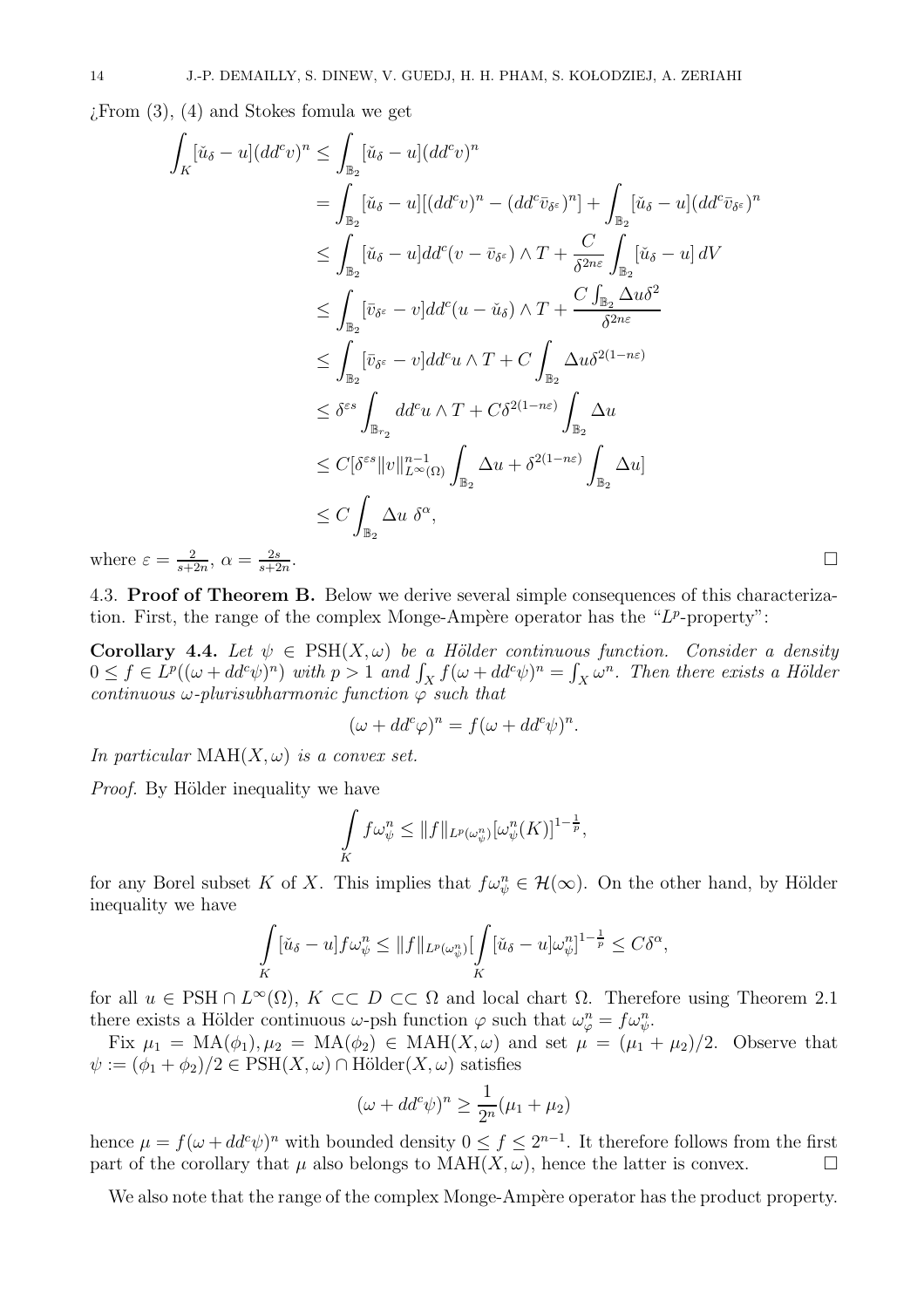¿From (3), (4) and Stokes fomula we get

$$
\begin{aligned}
\int_K [\check{u}_\delta - u](dd^c v)^n &\leq \int_{\mathbb{B}_2} [\check{u}_\delta - u](dd^c v)^n \\
&= \int_{\mathbb{B}_2} [\check{u}_\delta - u][(dd^c v)^n - (dd^c \bar{v}_{\delta^\varepsilon})^n] + \int_{\mathbb{B}_2} [\check{u}_\delta - u](dd^c \bar{v}_{\delta^\varepsilon})^n \\
&\leq \int_{\mathbb{B}_2} [\check{u}_\delta - u] dd^c(v - \bar{v}_{\delta^\varepsilon}) \wedge T + \frac{C}{\delta^{2n\varepsilon}} \int_{\mathbb{B}_2} [\check{u}_\delta - u]\, dV \\
&\leq \int_{\mathbb{B}_2} [\bar{v}_{\delta^\varepsilon} - v] dd^c(u - \check{u}_\delta) \wedge T + \frac{C \int_{\mathbb{B}_2} \Delta u \delta^2}{\delta^{2n\varepsilon}} \\
&\leq \int_{\mathbb{B}_2} [\bar{v}_{\delta^\varepsilon} - v] dd^c u \wedge T + C \int_{\mathbb{B}_2} \Delta u \delta^{2(1-n\varepsilon)} \\
&\leq \delta^{\varepsilon s} \int_{\mathbb{B}_{r_2}} dd^c u \wedge T + C\delta^{2(1-n\varepsilon)} \int_{\mathbb{B}_2} \Delta u \\
&\leq C[\delta^{\varepsilon s} \|v\|^{n-1}_{L^\infty(\Omega)} \int_{\mathbb{B}_2} \Delta u + \delta^{2(1-n\varepsilon)} \int_{\mathbb{B}_2} \Delta u] \\
&\leq C \int_{\mathbb{B}_2} \Delta u \ \delta^\alpha,
\end{aligned}
$$

where $\varepsilon = \frac{2}{s+2n}$, $\alpha = \frac{2s}{s+2n}$. □

## 4.3. Proof of Theorem B.

Below we derive several simple consequences of this characterization. First, the range of the complex Monge-Ampère operator has the "$L^p$-property":

**Corollary 4.4.** *Let $\psi \in \mathrm{PSH}(X, \omega)$ be a Hölder continuous function. Consider a density $0 \leq f \in L^p((\omega + dd^c\psi)^n)$ with $p > 1$ and $\int_X f(\omega + dd^c\psi)^n = \int_X \omega^n$. Then there exists a Hölder continuous $\omega$-plurisubharmonic function $\varphi$ such that*

$$(\omega + dd^c\varphi)^n = f(\omega + dd^c\psi)^n.$$

*In particular $\mathrm{MAH}(X, \omega)$ is a convex set.*

*Proof.* By Hölder inequality we have

$$\int_K f\omega_\psi^n \leq \|f\|_{L^p(\omega_\psi^n)} [\omega_\psi^n(K)]^{1-\frac{1}{p}},$$

for any Borel subset $K$ of $X$. This implies that $f\omega_\psi^n \in \mathcal{H}(\infty)$. On the other hand, by Hölder inequality we have

$$\int_K [\check{u}_\delta - u] f\omega_\psi^n \leq \|f\|_{L^p(\omega_\psi^n)} [\int_K [\check{u}_\delta - u]\omega_\psi^n]^{1-\frac{1}{p}} \leq C\delta^\alpha,$$

for all $u \in \mathrm{PSH} \cap L^\infty(\Omega)$, $K \subset\subset D \subset\subset \Omega$ and local chart $\Omega$. Therefore using Theorem 2.1 there exists a Hölder continuous $\omega$-psh function $\varphi$ such that $\omega_\varphi^n = f\omega_\psi^n$.

Fix $\mu_1 = \mathrm{MA}(\phi_1), \mu_2 = \mathrm{MA}(\phi_2) \in \mathrm{MAH}(X, \omega)$ and set $\mu = (\mu_1 + \mu_2)/2$. Observe that $\psi := (\phi_1 + \phi_2)/2 \in \mathrm{PSH}(X, \omega) \cap \mathrm{Hölder}(X, \omega)$ satisfies

$$(\omega + dd^c\psi)^n \geq \frac{1}{2^n}(\mu_1 + \mu_2)$$

hence $\mu = f(\omega + dd^c\psi)^n$ with bounded density $0 \leq f \leq 2^{n-1}$. It therefore follows from the first part of the corollary that $\mu$ also belongs to $\mathrm{MAH}(X, \omega)$, hence the latter is convex. □

We also note that the range of the complex Monge-Ampère operator has the product property.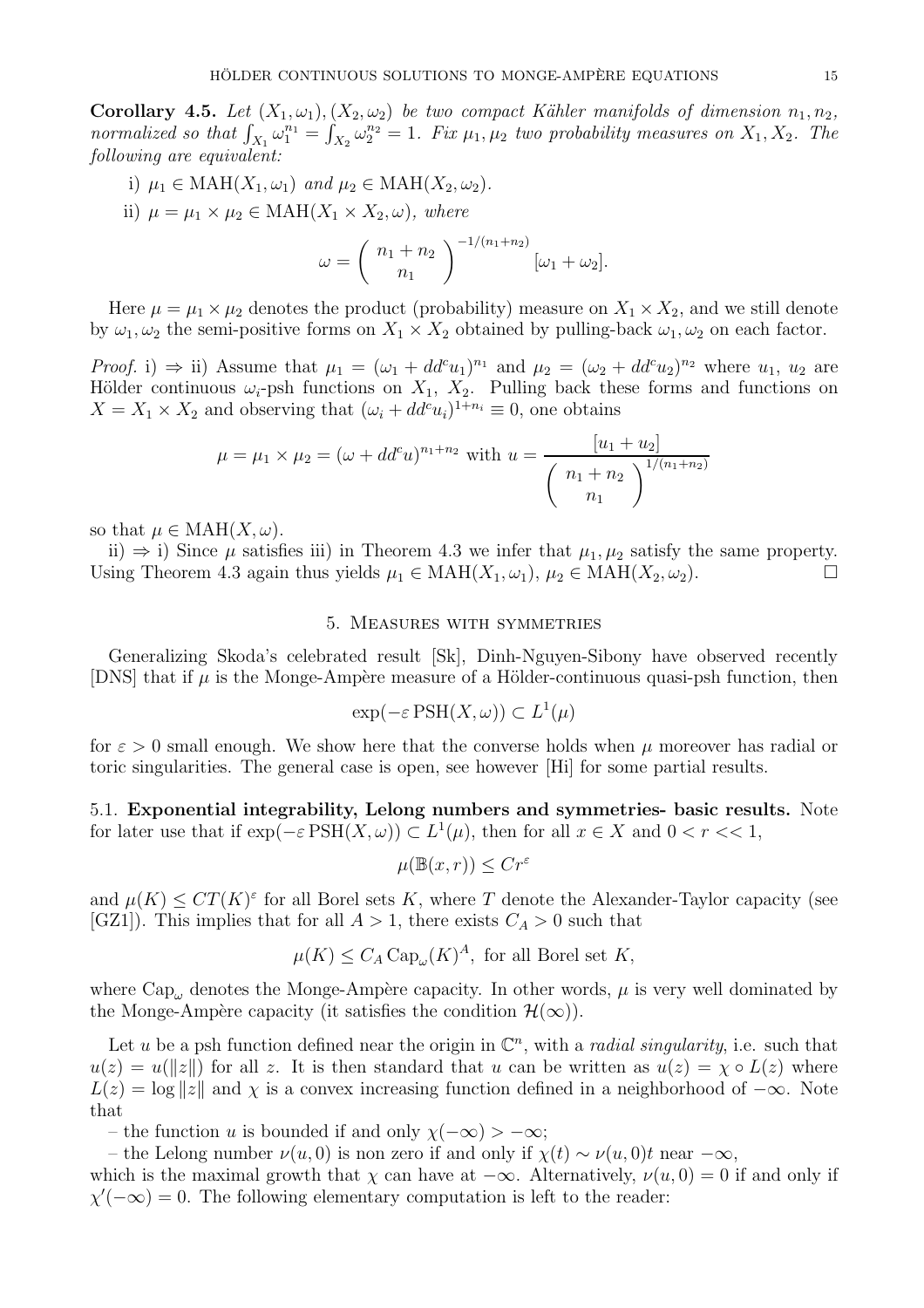**Corollary 4.5.** *Let $(X_1, \omega_1), (X_2, \omega_2)$ be two compact Kähler manifolds of dimension $n_1, n_2$, normalized so that $\int_{X_1} \omega_1^{n_1} = \int_{X_2} \omega_2^{n_2} = 1$. Fix $\mu_1, \mu_2$ two probability measures on $X_1, X_2$. The following are equivalent:*

i) $\mu_1 \in \mathrm{MAH}(X_1, \omega_1)$ *and* $\mu_2 \in \mathrm{MAH}(X_2, \omega_2)$.

ii) $\mu = \mu_1 \times \mu_2 \in \mathrm{MAH}(X_1 \times X_2, \omega)$, *where*

$$\omega = \begin{pmatrix} n_1 + n_2 \\ n_1 \end{pmatrix}^{-1/(n_1+n_2)} [\omega_1 + \omega_2].$$

Here $\mu = \mu_1 \times \mu_2$ denotes the product (probability) measure on $X_1 \times X_2$, and we still denote by $\omega_1, \omega_2$ the semi-positive forms on $X_1 \times X_2$ obtained by pulling-back $\omega_1, \omega_2$ on each factor.

*Proof.* i) $\Rightarrow$ ii) Assume that $\mu_1 = (\omega_1 + dd^c u_1)^{n_1}$ and $\mu_2 = (\omega_2 + dd^c u_2)^{n_2}$ where $u_1$, $u_2$ are Hölder continuous $\omega_i$-psh functions on $X_1$, $X_2$. Pulling back these forms and functions on $X = X_1 \times X_2$ and observing that $(\omega_i + dd^c u_i)^{1+n_i} \equiv 0$, one obtains

$$\mu = \mu_1 \times \mu_2 = (\omega + dd^c u)^{n_1+n_2} \text{ with } u = \frac{[u_1 + u_2]}{\begin{pmatrix} n_1 + n_2 \\ n_1 \end{pmatrix}^{1/(n_1+n_2)}}$$

so that $\mu \in \mathrm{MAH}(X, \omega)$.

ii) $\Rightarrow$ i) Since $\mu$ satisfies iii) in Theorem 4.3 we infer that $\mu_1, \mu_2$ satisfy the same property. Using Theorem 4.3 again thus yields $\mu_1 \in \mathrm{MAH}(X_1, \omega_1)$, $\mu_2 \in \mathrm{MAH}(X_2, \omega_2)$. $\square$

## 5. Measures with symmetries

Generalizing Skoda's celebrated result [Sk], Dinh-Nguyen-Sibony have observed recently [DNS] that if $\mu$ is the Monge-Ampère measure of a Hölder-continuous quasi-psh function, then

$$\exp(-\varepsilon \, \mathrm{PSH}(X, \omega)) \subset L^1(\mu)$$

for $\varepsilon > 0$ small enough. We show here that the converse holds when $\mu$ moreover has radial or toric singularities. The general case is open, see however [Hi] for some partial results.

### 5.1. Exponential integrability, Lelong numbers and symmetries- basic results.

Note for later use that if $\exp(-\varepsilon \, \mathrm{PSH}(X, \omega)) \subset L^1(\mu)$, then for all $x \in X$ and $0 < r << 1$,

$$\mu(\mathbb{B}(x, r)) \le C r^{\varepsilon}$$

and $\mu(K) \le C T(K)^{\varepsilon}$ for all Borel sets $K$, where $T$ denote the Alexander-Taylor capacity (see [GZ1]). This implies that for all $A > 1$, there exists $C_A > 0$ such that

$$\mu(K) \le C_A \, \mathrm{Cap}_{\omega}(K)^A, \text{ for all Borel set } K,$$

where $\mathrm{Cap}_{\omega}$ denotes the Monge-Ampère capacity. In other words, $\mu$ is very well dominated by the Monge-Ampère capacity (it satisfies the condition $\mathcal{H}(\infty)$).

Let $u$ be a psh function defined near the origin in $\mathbb{C}^n$, with a *radial singularity*, i.e. such that $u(z) = u(\|z\|)$ for all $z$. It is then standard that $u$ can be written as $u(z) = \chi \circ L(z)$ where $L(z) = \log \|z\|$ and $\chi$ is a convex increasing function defined in a neighborhood of $-\infty$. Note that

– the function $u$ is bounded if and only $\chi(-\infty) > -\infty$;

– the Lelong number $\nu(u, 0)$ is non zero if and only if $\chi(t) \sim \nu(u, 0) t$ near $-\infty$,

which is the maximal growth that $\chi$ can have at $-\infty$. Alternatively, $\nu(u, 0) = 0$ if and only if $\chi'(-\infty) = 0$. The following elementary computation is left to the reader: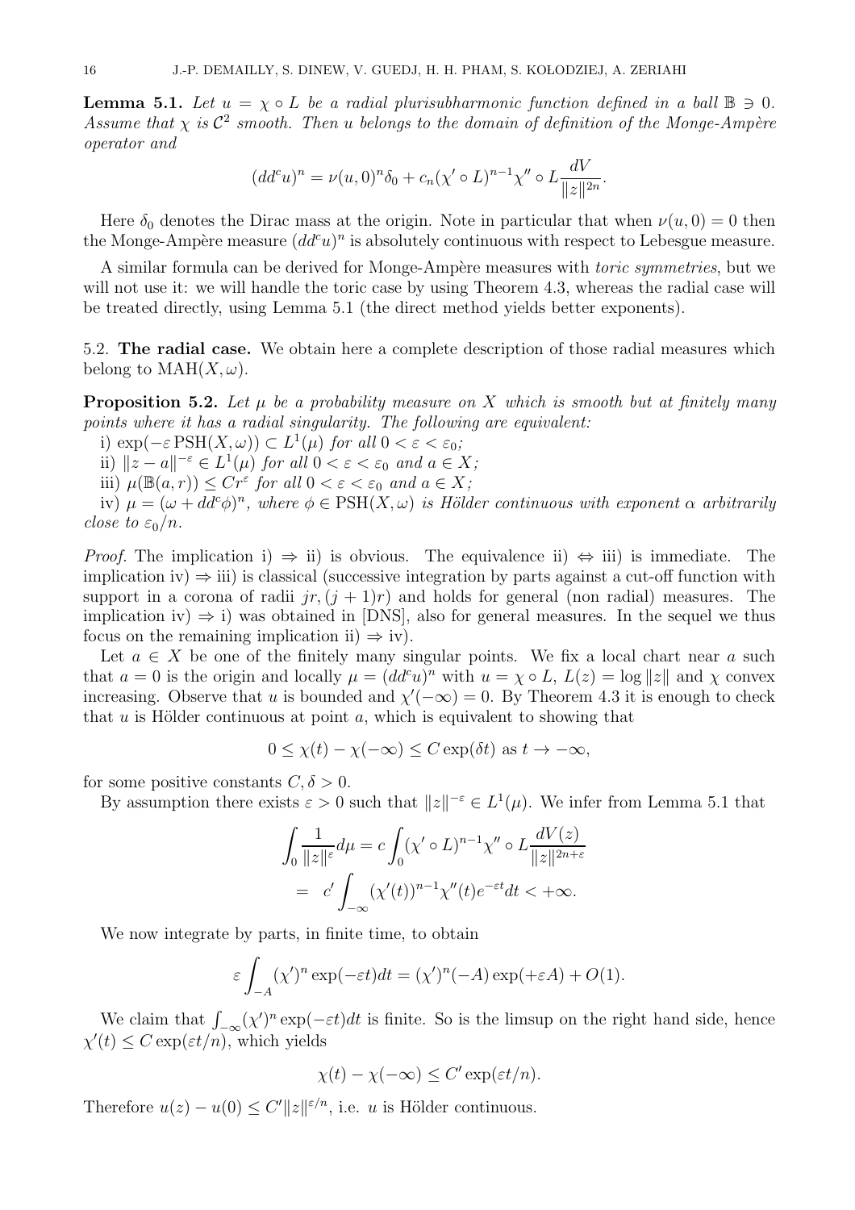**Lemma 5.1.** *Let $u = \chi \circ L$ be a radial plurisubharmonic function defined in a ball $\mathbb{B} \ni 0$. Assume that $\chi$ is $\mathcal{C}^2$ smooth. Then $u$ belongs to the domain of definition of the Monge-Ampère operator and*

$$(dd^c u)^n = \nu(u,0)^n \delta_0 + c_n (\chi' \circ L)^{n-1} \chi'' \circ L \frac{dV}{\|z\|^{2n}}.$$

Here $\delta_0$ denotes the Dirac mass at the origin. Note in particular that when $\nu(u,0) = 0$ then the Monge-Ampère measure $(dd^c u)^n$ is absolutely continuous with respect to Lebesgue measure.

A similar formula can be derived for Monge-Ampère measures with *toric symmetries*, but we will not use it: we will handle the toric case by using Theorem 4.3, whereas the radial case will be treated directly, using Lemma 5.1 (the direct method yields better exponents).

5.2. **The radial case.** We obtain here a complete description of those radial measures which belong to $\mathrm{MAH}(X,\omega)$.

**Proposition 5.2.** *Let $\mu$ be a probability measure on $X$ which is smooth but at finitely many points where it has a radial singularity. The following are equivalent:*

i) $\exp(-\varepsilon \,\mathrm{PSH}(X,\omega)) \subset L^1(\mu)$ *for all* $0 < \varepsilon < \varepsilon_0$*;*

ii) $\|z-a\|^{-\varepsilon} \in L^1(\mu)$ *for all* $0 < \varepsilon < \varepsilon_0$ *and* $a \in X$*;*

iii) $\mu(\mathbb{B}(a,r)) \leq Cr^{\varepsilon}$ *for all* $0 < \varepsilon < \varepsilon_0$ *and* $a \in X$*;*

iv) $\mu = (\omega + dd^c\phi)^n$*, where* $\phi \in \mathrm{PSH}(X,\omega)$ *is Hölder continuous with exponent* $\alpha$ *arbitrarily close to* $\varepsilon_0/n$*.*

*Proof.* The implication i) $\Rightarrow$ ii) is obvious. The equivalence ii) $\Leftrightarrow$ iii) is immediate. The implication iv) $\Rightarrow$ iii) is classical (successive integration by parts against a cut-off function with support in a corona of radii $jr, (j+1)r$) and holds for general (non radial) measures. The implication iv) $\Rightarrow$ i) was obtained in [DNS], also for general measures. In the sequel we thus focus on the remaining implication ii) $\Rightarrow$ iv).

Let $a \in X$ be one of the finitely many singular points. We fix a local chart near $a$ such that $a = 0$ is the origin and locally $\mu = (dd^c u)^n$ with $u = \chi \circ L$, $L(z) = \log \|z\|$ and $\chi$ convex increasing. Observe that $u$ is bounded and $\chi'(-\infty) = 0$. By Theorem 4.3 it is enough to check that $u$ is Hölder continuous at point $a$, which is equivalent to showing that

$$0 \leq \chi(t) - \chi(-\infty) \leq C \exp(\delta t) \text{ as } t \to -\infty,$$

for some positive constants $C, \delta > 0$.

By assumption there exists $\varepsilon > 0$ such that $\|z\|^{-\varepsilon} \in L^1(\mu)$. We infer from Lemma 5.1 that

$$\begin{aligned}
\int_0 \frac{1}{\|z\|^{\varepsilon}} d\mu &= c \int_0 (\chi' \circ L)^{n-1} \chi'' \circ L \frac{dV(z)}{\|z\|^{2n+\varepsilon}} \\
&= \ c' \int_{-\infty} (\chi'(t))^{n-1} \chi''(t) e^{-\varepsilon t} dt < +\infty.
\end{aligned}$$

We now integrate by parts, in finite time, to obtain

$$\varepsilon \int_{-A} (\chi')^n \exp(-\varepsilon t) dt = (\chi')^n(-A) \exp(+\varepsilon A) + O(1).$$

We claim that $\int_{-\infty} (\chi')^n \exp(-\varepsilon t) dt$ is finite. So is the limsup on the right hand side, hence $\chi'(t) \leq C \exp(\varepsilon t/n)$, which yields

$$\chi(t) - \chi(-\infty) \leq C' \exp(\varepsilon t/n).$$

Therefore $u(z) - u(0) \leq C' \|z\|^{\varepsilon/n}$, i.e. $u$ is Hölder continuous.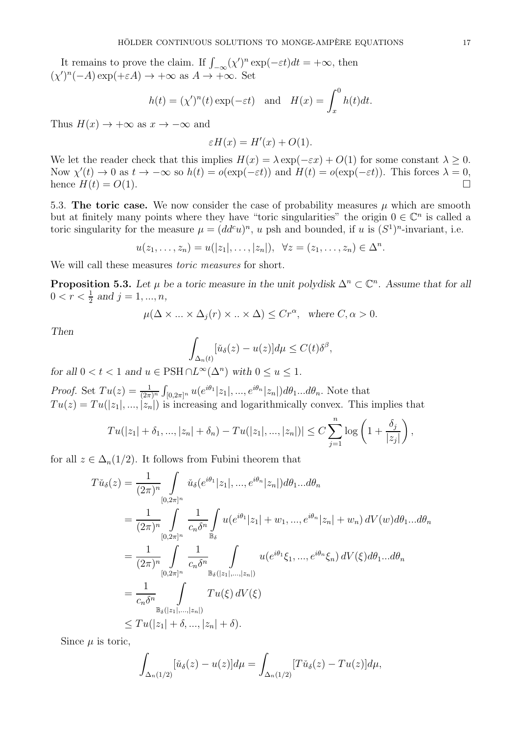It remains to prove the claim. If $\int_{-\infty}(\chi')^n \exp(-\varepsilon t)dt = +\infty$, then $(\chi')^n(-A)\exp(+\varepsilon A) \to +\infty$ as $A \to +\infty$. Set

$$h(t) = (\chi')^n(t)\exp(-\varepsilon t) \quad \text{and} \quad H(x) = \int_x^0 h(t)dt.$$

Thus $H(x) \to +\infty$ as $x \to -\infty$ and

$$\varepsilon H(x) = H'(x) + O(1).$$

We let the reader check that this implies $H(x) = \lambda \exp(-\varepsilon x) + O(1)$ for some constant $\lambda \geq 0$. Now $\chi'(t) \to 0$ as $t \to -\infty$ so $h(t) = o(\exp(-\varepsilon t))$ and $H(t) = o(\exp(-\varepsilon t))$. This forces $\lambda = 0$, hence $H(t) = O(1)$. □

5.3. **The toric case.** We now consider the case of probability measures $\mu$ which are smooth but at finitely many points where they have "toric singularities" the origin $0 \in \mathbb{C}^n$ is called a toric singularity for the measure $\mu = (dd^c u)^n$, $u$ psh and bounded, if $u$ is $(S^1)^n$-invariant, i.e.

$$u(z_1, \ldots, z_n) = u(|z_1|, \ldots, |z_n|), \quad \forall z = (z_1, \ldots, z_n) \in \Delta^n.$$

We will call these measures *toric measures* for short.

**Proposition 5.3.** *Let $\mu$ be a toric measure in the unit polydisk $\Delta^n \subset \mathbb{C}^n$. Assume that for all $0 < r < \frac{1}{2}$ and $j = 1, ..., n$,*

$$\mu(\Delta \times ... \times \Delta_j(r) \times .. \times \Delta) \leq Cr^\alpha, \quad \text{where } C, \alpha > 0.$$

*Then*

$$\int_{\Delta_n(t)} [\tilde{u}_\delta(z) - u(z)] d\mu \leq C(t)\delta^\beta,$$

*for all $0 < t < 1$ and $u \in \mathrm{PSH} \cap L^\infty(\Delta^n)$ with $0 \leq u \leq 1$.*

*Proof.* Set $Tu(z) = \frac{1}{(2\pi)^n}\int_{[0,2\pi]^n} u(e^{i\theta_1}|z_1|, ..., e^{i\theta_n}|z_n|)d\theta_1...d\theta_n$. Note that $Tu(z) = Tu(|z_1|, ..., |z_n|)$ is increasing and logarithmically convex. This implies that

$$Tu(|z_1| + \delta_1, ..., |z_n| + \delta_n) - Tu(|z_1|, ..., |z_n|)| \leq C\sum_{j=1}^n \log\left(1 + \frac{\delta_j}{|z_j|}\right),$$

for all $z \in \Delta_n(1/2)$. It follows from Fubini theorem that

$$\begin{aligned}
T\check{u}_\delta(z) &= \frac{1}{(2\pi)^n} \int_{[0,2\pi]^n} \check{u}_\delta(e^{i\theta_1}|z_1|, ..., e^{i\theta_n}|z_n|)d\theta_1...d\theta_n \\
&= \frac{1}{(2\pi)^n} \int_{[0,2\pi]^n} \frac{1}{c_n\delta^n} \int_{\mathbb{B}_\delta} u(e^{i\theta_1}|z_1| + w_1, ..., e^{i\theta_n}|z_n| + w_n)\, dV(w) d\theta_1...d\theta_n \\
&= \frac{1}{(2\pi)^n} \int_{[0,2\pi]^n} \frac{1}{c_n\delta^n} \int_{\mathbb{B}_\delta(|z_1|,...,|z_n|)} u(e^{i\theta_1}\xi_1, ..., e^{i\theta_n}\xi_n)\, dV(\xi) d\theta_1...d\theta_n \\
&= \frac{1}{c_n\delta^n} \int_{\mathbb{B}_\delta(|z_1|,...,|z_n|)} Tu(\xi)\, dV(\xi) \\
&\leq Tu(|z_1| + \delta, ..., |z_n| + \delta).
\end{aligned}$$

Since $\mu$ is toric,

$$\int_{\Delta_n(1/2)} [\check{u}_\delta(z) - u(z)] d\mu = \int_{\Delta_n(1/2)} [T\check{u}_\delta(z) - Tu(z)] d\mu,$$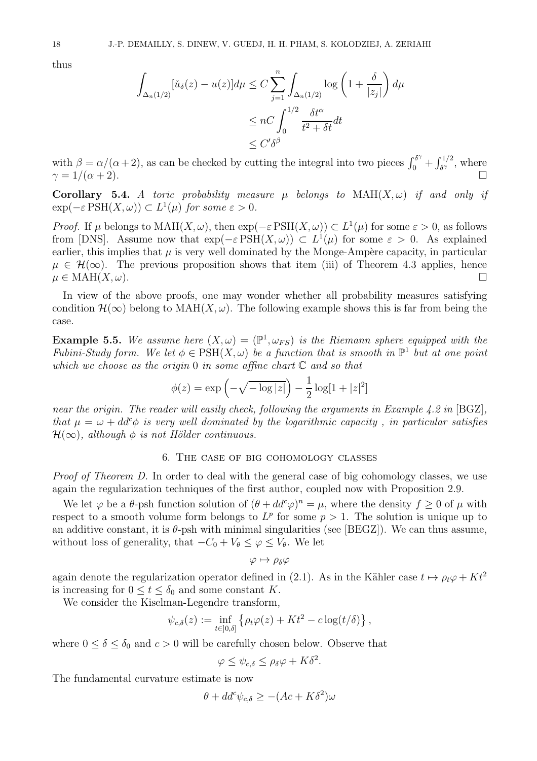thus

$$\int_{\Delta_n(1/2)} [\check{u}_\delta(z) - u(z)] d\mu \leq C \sum_{j=1}^{n} \int_{\Delta_n(1/2)} \log\left(1 + \frac{\delta}{|z_j|}\right) d\mu$$

$$\leq nC \int_0^{1/2} \frac{\delta t^\alpha}{t^2 + \delta t} dt$$

$$\leq C' \delta^\beta$$

with $\beta = \alpha/(\alpha+2)$, as can be checked by cutting the integral into two pieces $\int_0^{\delta^\gamma} + \int_{\delta^\gamma}^{1/2}$, where $\gamma = 1/(\alpha+2)$. $\square$

**Corollary 5.4.** *A toric probability measure $\mu$ belongs to $\mathrm{MAH}(X, \omega)$ if and only if $\exp(-\varepsilon\, \mathrm{PSH}(X, \omega)) \subset L^1(\mu)$ for some $\varepsilon > 0$.*

*Proof.* If $\mu$ belongs to $\mathrm{MAH}(X, \omega)$, then $\exp(-\varepsilon\, \mathrm{PSH}(X, \omega)) \subset L^1(\mu)$ for some $\varepsilon > 0$, as follows from [DNS]. Assume now that $\exp(-\varepsilon\, \mathrm{PSH}(X, \omega)) \subset L^1(\mu)$ for some $\varepsilon > 0$. As explained earlier, this implies that $\mu$ is very well dominated by the Monge-Ampère capacity, in particular $\mu \in \mathcal{H}(\infty)$. The previous proposition shows that item (iii) of Theorem 4.3 applies, hence $\mu \in \mathrm{MAH}(X, \omega)$. $\square$

In view of the above proofs, one may wonder whether all probability measures satisfying condition $\mathcal{H}(\infty)$ belong to $\mathrm{MAH}(X, \omega)$. The following example shows this is far from being the case.

**Example 5.5.** *We assume here $(X, \omega) = (\mathbb{P}^1, \omega_{FS})$ is the Riemann sphere equipped with the Fubini-Study form. We let $\phi \in \mathrm{PSH}(X, \omega)$ be a function that is smooth in $\mathbb{P}^1$ but at one point which we choose as the origin $0$ in some affine chart $\mathbb{C}$ and so that*

$$\phi(z) = \exp\left(-\sqrt{-\log|z|}\right) - \frac{1}{2}\log[1 + |z|^2]$$

*near the origin. The reader will easily check, following the arguments in Example 4.2 in [BGZ], that $\mu = \omega + dd^c\phi$ is very well dominated by the logarithmic capacity , in particular satisfies $\mathcal{H}(\infty)$, although $\phi$ is not Hölder continuous.*

## 6. The case of big cohomology classes

*Proof of Theorem D.* In order to deal with the general case of big cohomology classes, we use again the regularization techniques of the first author, coupled now with Proposition 2.9.

We let $\varphi$ be a $\theta$-psh function solution of $(\theta + dd^c\varphi)^n = \mu$, where the density $f \geq 0$ of $\mu$ with respect to a smooth volume form belongs to $L^p$ for some $p > 1$. The solution is unique up to an additive constant, it is $\theta$-psh with minimal singularities (see [BEGZ]). We can thus assume, without loss of generality, that $-C_0 + V_\theta \leq \varphi \leq V_\theta$. We let

$$\varphi \mapsto \rho_\delta \varphi$$

again denote the regularization operator defined in (2.1). As in the Kähler case $t \mapsto \rho_t\varphi + Kt^2$ is increasing for $0 \leq t \leq \delta_0$ and some constant $K$.

We consider the Kiselman-Legendre transform,

$$\psi_{c,\delta}(z) := \inf_{t \in ]0,\delta]} \left\{ \rho_t\varphi(z) + Kt^2 - c\log(t/\delta) \right\},$$

where $0 \leq \delta \leq \delta_0$ and $c > 0$ will be carefully chosen below. Observe that

$$\varphi \leq \psi_{c,\delta} \leq \rho_\delta\varphi + K\delta^2.$$

The fundamental curvature estimate is now

$$\theta + dd^c\psi_{c,\delta} \geq -(Ac + K\delta^2)\omega$$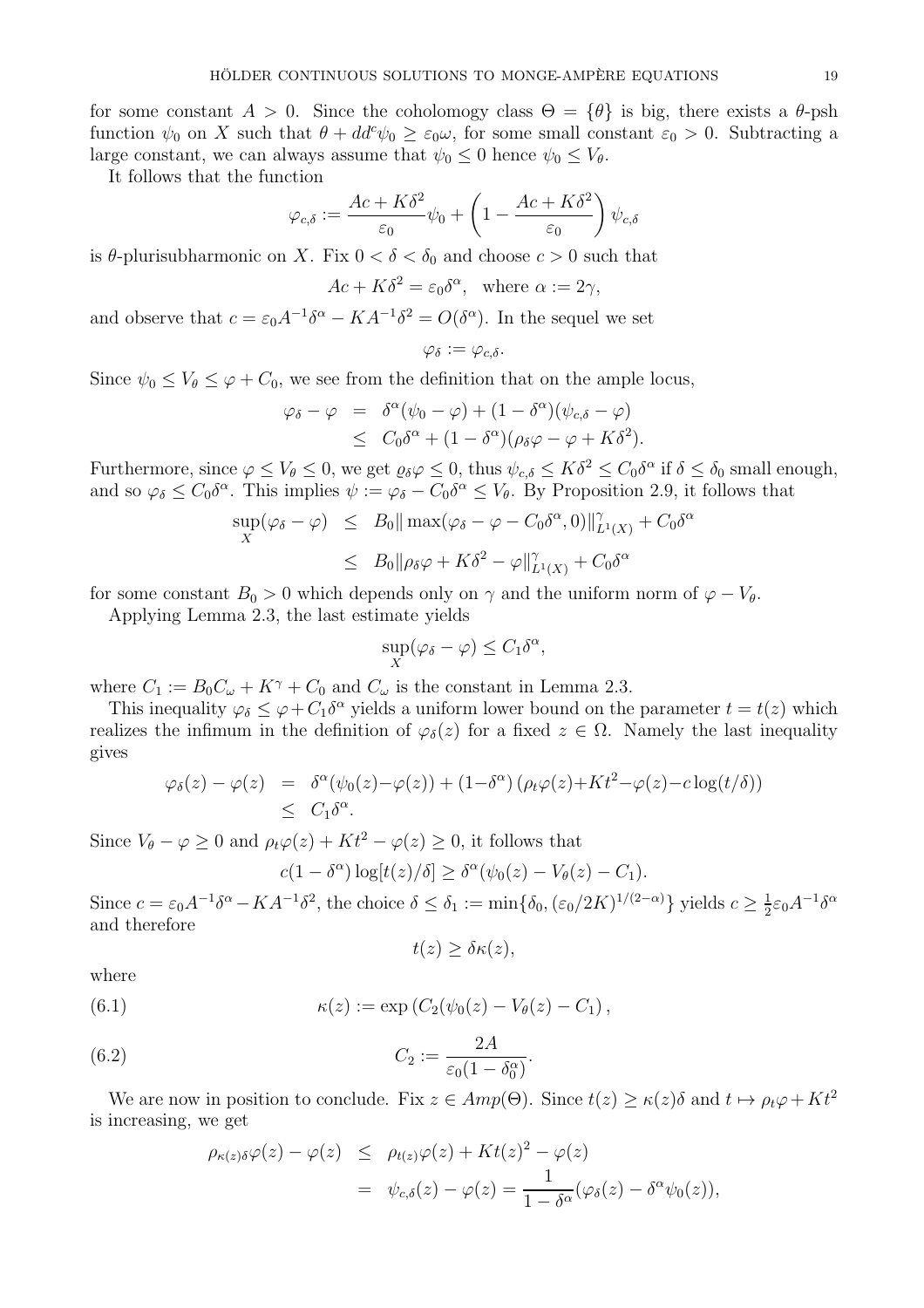for some constant $A > 0$. Since the cohomology class $\Theta = \{\theta\}$ is big, there exists a $\theta$-psh function $\psi_0$ on $X$ such that $\theta + dd^c\psi_0 \geq \varepsilon_0\omega$, for some small constant $\varepsilon_0 > 0$. Subtracting a large constant, we can always assume that $\psi_0 \leq 0$ hence $\psi_0 \leq V_\theta$.

It follows that the function

$$\varphi_{c,\delta} := \frac{Ac + K\delta^2}{\varepsilon_0}\psi_0 + \left(1 - \frac{Ac + K\delta^2}{\varepsilon_0}\right)\psi_{c,\delta}$$

is $\theta$-plurisubharmonic on $X$. Fix $0 < \delta < \delta_0$ and choose $c > 0$ such that

$$Ac + K\delta^2 = \varepsilon_0\delta^\alpha, \quad \text{where } \alpha := 2\gamma,$$

and observe that $c = \varepsilon_0 A^{-1}\delta^\alpha - KA^{-1}\delta^2 = O(\delta^\alpha)$. In the sequel we set

$$\varphi_\delta := \varphi_{c,\delta}.$$

Since $\psi_0 \leq V_\theta \leq \varphi + C_0$, we see from the definition that on the ample locus,

$$\begin{aligned}
\varphi_\delta - \varphi &= \delta^\alpha(\psi_0 - \varphi) + (1 - \delta^\alpha)(\psi_{c,\delta} - \varphi) \\
&\leq C_0\delta^\alpha + (1 - \delta^\alpha)(\rho_\delta\varphi - \varphi + K\delta^2).
\end{aligned}$$

Furthermore, since $\varphi \leq V_\theta \leq 0$, we get $\varrho_\delta\varphi \leq 0$, thus $\psi_{c,\delta} \leq K\delta^2 \leq C_0\delta^\alpha$ if $\delta \leq \delta_0$ small enough, and so $\varphi_\delta \leq C_0\delta^\alpha$. This implies $\psi := \varphi_\delta - C_0\delta^\alpha \leq V_\theta$. By Proposition 2.9, it follows that

$$\begin{aligned}
\sup_X(\varphi_\delta - \varphi) &\leq B_0\|\max(\varphi_\delta - \varphi - C_0\delta^\alpha, 0)\|_{L^1(X)}^\gamma + C_0\delta^\alpha \\
&\leq B_0\|\rho_\delta\varphi + K\delta^2 - \varphi\|_{L^1(X)}^\gamma + C_0\delta^\alpha
\end{aligned}$$

for some constant $B_0 > 0$ which depends only on $\gamma$ and the uniform norm of $\varphi - V_\theta$.

Applying Lemma 2.3, the last estimate yields

$$\sup_X(\varphi_\delta - \varphi) \leq C_1\delta^\alpha,$$

where $C_1 := B_0C_\omega + K^\gamma + C_0$ and $C_\omega$ is the constant in Lemma 2.3.

This inequality $\varphi_\delta \leq \varphi + C_1\delta^\alpha$ yields a uniform lower bound on the parameter $t = t(z)$ which realizes the infimum in the definition of $\varphi_\delta(z)$ for a fixed $z \in \Omega$. Namely the last inequality gives

$$\begin{aligned}
\varphi_\delta(z) - \varphi(z) &= \delta^\alpha(\psi_0(z) - \varphi(z)) + (1 - \delta^\alpha)\left(\rho_t\varphi(z) + Kt^2 - \varphi(z) - c\log(t/\delta)\right) \\
&\leq C_1\delta^\alpha.
\end{aligned}$$

Since $V_\theta - \varphi \geq 0$ and $\rho_t\varphi(z) + Kt^2 - \varphi(z) \geq 0$, it follows that

$$c(1 - \delta^\alpha)\log[t(z)/\delta] \geq \delta^\alpha(\psi_0(z) - V_\theta(z) - C_1).$$

Since $c = \varepsilon_0 A^{-1}\delta^\alpha - KA^{-1}\delta^2$, the choice $\delta \leq \delta_1 := \min\{\delta_0, (\varepsilon_0/2K)^{1/(2-\alpha)}\}$ yields $c \geq \frac{1}{2}\varepsilon_0 A^{-1}\delta^\alpha$ and therefore

$$t(z) \geq \delta\kappa(z),$$

where

$$\kappa(z) := \exp\left(C_2(\psi_0(z) - V_\theta(z) - C_1\right), \tag{6.1}$$

$$C_2 := \frac{2A}{\varepsilon_0(1 - \delta_0^\alpha)}. \tag{6.2}$$

We are now in position to conclude. Fix $z \in Amp(\Theta)$. Since $t(z) \geq \kappa(z)\delta$ and $t \mapsto \rho_t\varphi + Kt^2$ is increasing, we get

$$\begin{aligned}
\rho_{\kappa(z)\delta}\varphi(z) - \varphi(z) &\leq \rho_{t(z)}\varphi(z) + Kt(z)^2 - \varphi(z) \\
&= \psi_{c,\delta}(z) - \varphi(z) = \frac{1}{1 - \delta^\alpha}(\varphi_\delta(z) - \delta^\alpha\psi_0(z)),
\end{aligned}$$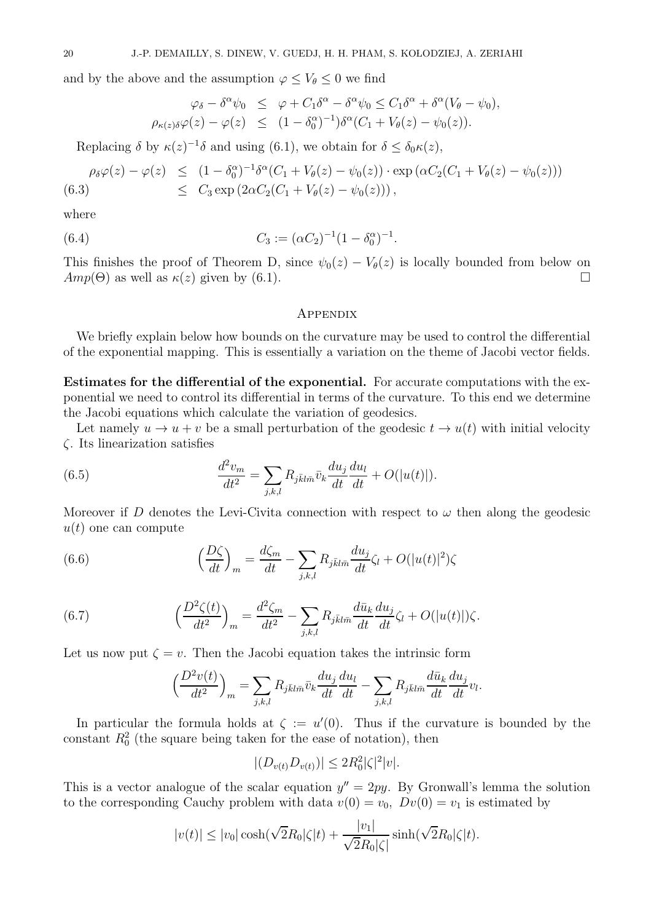and by the above and the assumption $\varphi \leq V_\theta \leq 0$ we find

$$
\begin{aligned}
\varphi_\delta - \delta^\alpha \psi_0 &\leq \varphi + C_1\delta^\alpha - \delta^\alpha\psi_0 \leq C_1\delta^\alpha + \delta^\alpha(V_\theta - \psi_0),\\
\rho_{\kappa(z)\delta}\varphi(z) - \varphi(z) &\leq (1-\delta_0^\alpha)^{-1})\delta^\alpha(C_1 + V_\theta(z) - \psi_0(z)).
\end{aligned}
$$

Replacing $\delta$ by $\kappa(z)^{-1}\delta$ and using (6.1), we obtain for $\delta \leq \delta_0\kappa(z)$,

$$
\begin{aligned}
\rho_\delta\varphi(z) - \varphi(z) &\leq (1-\delta_0^\alpha)^{-1}\delta^\alpha(C_1 + V_\theta(z) - \psi_0(z)) \cdot \exp\left(\alpha C_2(C_1 + V_\theta(z) - \psi_0(z))\right)\\
&\leq C_3 \exp\left(2\alpha C_2(C_1 + V_\theta(z) - \psi_0(z))\right), \qquad (6.3)
\end{aligned}
$$

where

$$
C_3 := (\alpha C_2)^{-1}(1-\delta_0^\alpha)^{-1}. \qquad (6.4)
$$

This finishes the proof of Theorem D, since $\psi_0(z) - V_\theta(z)$ is locally bounded from below on $Amp(\Theta)$ as well as $\kappa(z)$ given by (6.1). $\square$

## Appendix

We briefly explain below how bounds on the curvature may be used to control the differential of the exponential mapping. This is essentially a variation on the theme of Jacobi vector fields.

**Estimates for the differential of the exponential.** For accurate computations with the exponential we need to control its differential in terms of the curvature. To this end we determine the Jacobi equations which calculate the variation of geodesics.

Let namely $u \to u + v$ be a small perturbation of the geodesic $t \to u(t)$ with initial velocity $\zeta$. Its linearization satisfies

$$
\frac{d^2 v_m}{dt^2} = \sum_{j,k,l} R_{j\bar{k}l\bar{m}}\bar{v}_k \frac{du_j}{dt}\frac{du_l}{dt} + O(|u(t)|). \qquad (6.5)
$$

Moreover if $D$ denotes the Levi-Civita connection with respect to $\omega$ then along the geodesic $u(t)$ one can compute

$$
\Big(\frac{D\zeta}{dt}\Big)_m = \frac{d\zeta_m}{dt} - \sum_{j,k,l} R_{j\bar{k}l\bar{m}}\frac{du_j}{dt}\zeta_l + O(|u(t)|^2)\zeta \qquad (6.6)
$$

$$
\Big(\frac{D^2\zeta(t)}{dt^2}\Big)_m = \frac{d^2\zeta_m}{dt^2} - \sum_{j,k,l} R_{j\bar{k}l\bar{m}}\frac{d\bar{u}_k}{dt}\frac{du_j}{dt}\zeta_l + O(|u(t)|)\zeta. \qquad (6.7)
$$

Let us now put $\zeta = v$. Then the Jacobi equation takes the intrinsic form

$$
\Big(\frac{D^2 v(t)}{dt^2}\Big)_m = \sum_{j,k,l} R_{j\bar{k}l\bar{m}}\bar{v}_k\frac{du_j}{dt}\frac{du_l}{dt} - \sum_{j,k,l} R_{j\bar{k}l\bar{m}}\frac{d\bar{u}_k}{dt}\frac{du_j}{dt}v_l.
$$

In particular the formula holds at $\zeta := u'(0)$. Thus if the curvature is bounded by the constant $R_0^2$ (the square being taken for the ease of notation), then

$$
|(D_{v(t)}D_{v(t)})| \leq 2R_0^2|\zeta|^2|v|.
$$

This is a vector analogue of the scalar equation $y'' = 2py$. By Gronwall's lemma the solution to the corresponding Cauchy problem with data $v(0) = v_0,\ Dv(0) = v_1$ is estimated by

$$
|v(t)| \leq |v_0|\cosh(\sqrt{2}R_0|\zeta|t) + \frac{|v_1|}{\sqrt{2}R_0|\zeta|}\sinh(\sqrt{2}R_0|\zeta|t).
$$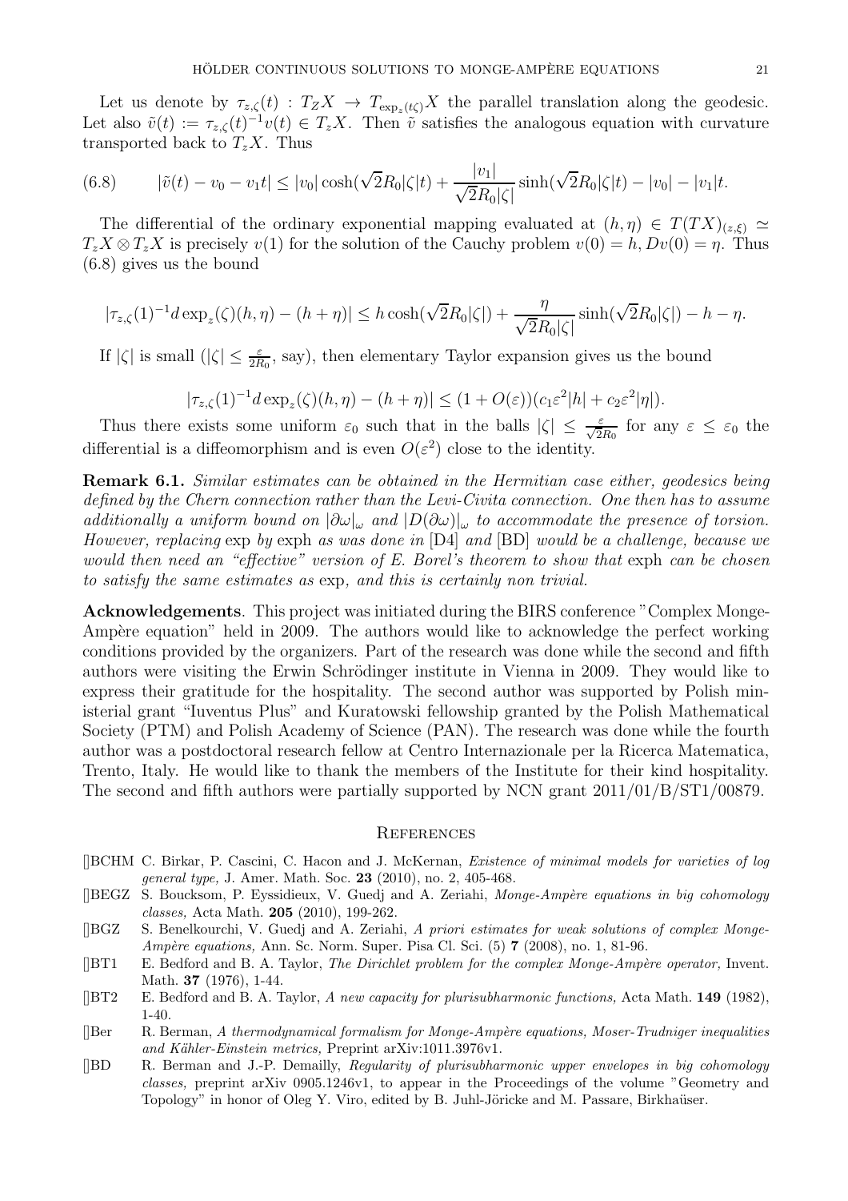Let us denote by $\tau_{z,\zeta}(t) : T_Z X \to T_{\exp_z(t\zeta)}X$ the parallel translation along the geodesic. Let also $\tilde{v}(t) := \tau_{z,\zeta}(t)^{-1} v(t) \in T_z X$. Then $\tilde{v}$ satisfies the analogous equation with curvature transported back to $T_z X$. Thus

$$
|\tilde{v}(t) - v_0 - v_1 t| \leq |v_0| \cosh(\sqrt{2} R_0 |\zeta| t) + \frac{|v_1|}{\sqrt{2} R_0 |\zeta|} \sinh(\sqrt{2} R_0 |\zeta| t) - |v_0| - |v_1| t. \tag{6.8}
$$

The differential of the ordinary exponential mapping evaluated at $(h, \eta) \in T(TX)_{(z,\xi)} \simeq T_z X \otimes T_z X$ is precisely $v(1)$ for the solution of the Cauchy problem $v(0) = h, Dv(0) = \eta$. Thus (6.8) gives us the bound

$$
|\tau_{z,\zeta}(1)^{-1} d\exp_z(\zeta)(h, \eta) - (h + \eta)| \leq h \cosh(\sqrt{2} R_0 |\zeta|) + \frac{\eta}{\sqrt{2} R_0 |\zeta|} \sinh(\sqrt{2} R_0 |\zeta|) - h - \eta.
$$

If $|\zeta|$ is small ($|\zeta| \leq \frac{\varepsilon}{2R_0}$, say), then elementary Taylor expansion gives us the bound

$$
|\tau_{z,\zeta}(1)^{-1} d\exp_z(\zeta)(h, \eta) - (h + \eta)| \leq (1 + O(\varepsilon))(c_1 \varepsilon^2 |h| + c_2 \varepsilon^2 |\eta|).
$$

Thus there exists some uniform $\varepsilon_0$ such that in the balls $|\zeta| \leq \frac{\varepsilon}{\sqrt{2} R_0}$ for any $\varepsilon \leq \varepsilon_0$ the differential is a diffeomorphism and is even $O(\varepsilon^2)$ close to the identity.

**Remark 6.1.** *Similar estimates can be obtained in the Hermitian case either, geodesics being defined by the Chern connection rather than the Levi-Civita connection. One then has to assume additionally a uniform bound on $|\partial\omega|_\omega$ and $|D(\partial\omega)|_\omega$ to accommodate the presence of torsion. However, replacing* exp *by* exph *as was done in* [D4] *and* [BD] *would be a challenge, because we would then need an "effective" version of E. Borel's theorem to show that* exph *can be chosen to satisfy the same estimates as* exp*, and this is certainly non trivial.*

**Acknowledgements**. This project was initiated during the BIRS conference "Complex Monge-Ampère equation" held in 2009. The authors would like to acknowledge the perfect working conditions provided by the organizers. Part of the research was done while the second and fifth authors were visiting the Erwin Schrödinger institute in Vienna in 2009. They would like to express their gratitude for the hospitality. The second author was supported by Polish ministerial grant "Iuventus Plus" and Kuratowski fellowship granted by the Polish Mathematical Society (PTM) and Polish Academy of Science (PAN). The research was done while the fourth author was a postdoctoral research fellow at Centro Internazionale per la Ricerca Matematica, Trento, Italy. He would like to thank the members of the Institute for their kind hospitality. The second and fifth authors were partially supported by NCN grant 2011/01/B/ST1/00879.

## References

- [BCHM] C. Birkar, P. Cascini, C. Hacon and J. McKernan, *Existence of minimal models for varieties of log general type,* J. Amer. Math. Soc. **23** (2010), no. 2, 405-468.
- [BEGZ] S. Boucksom, P. Eyssidieux, V. Guedj and A. Zeriahi, *Monge-Ampère equations in big cohomology classes,* Acta Math. **205** (2010), 199-262.
- [BGZ] S. Benelkourchi, V. Guedj and A. Zeriahi, *A priori estimates for weak solutions of complex Monge-Ampère equations,* Ann. Sc. Norm. Super. Pisa Cl. Sci. (5) **7** (2008), no. 1, 81-96.
- [BT1] E. Bedford and B. A. Taylor, *The Dirichlet problem for the complex Monge-Ampère operator,* Invent. Math. **37** (1976), 1-44.
- [BT2] E. Bedford and B. A. Taylor, *A new capacity for plurisubharmonic functions,* Acta Math. **149** (1982), 1-40.
- [Ber] R. Berman, *A thermodynamical formalism for Monge-Ampère equations, Moser-Trudniger inequalities and Kähler-Einstein metrics,* Preprint arXiv:1011.3976v1.
- [BD] R. Berman and J.-P. Demailly, *Regularity of plurisubharmonic upper envelopes in big cohomology classes,* preprint arXiv 0905.1246v1, to appear in the Proceedings of the volume "Geometry and Topology" in honor of Oleg Y. Viro, edited by B. Juhl-Jöricke and M. Passare, Birkhaüser.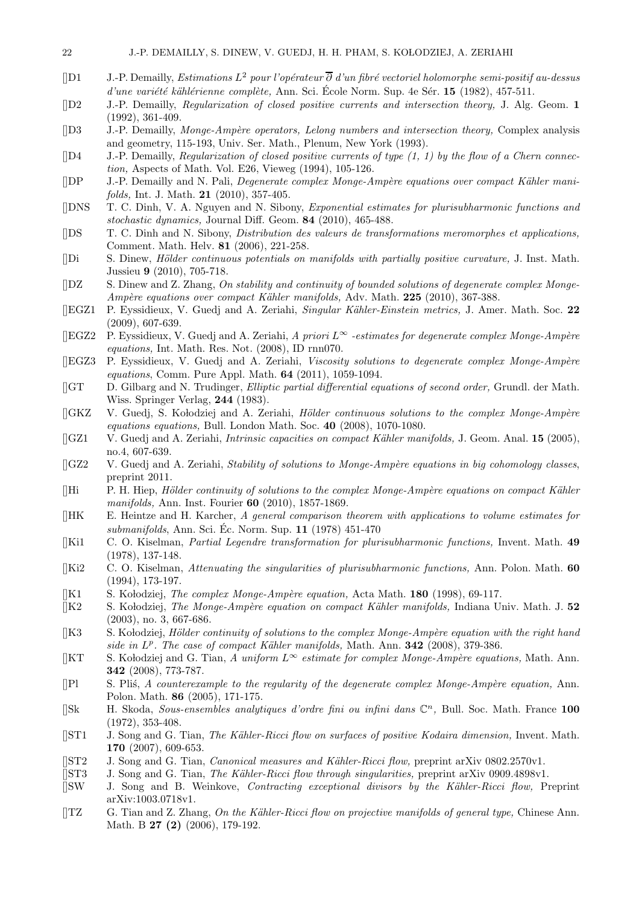- [D1] J.-P. Demailly, *Estimations $L^2$ pour l'opérateur $\overline{\partial}$ d'un fibré vectoriel holomorphe semi-positif au-dessus d'une variété kählérienne complète,* Ann. Sci. École Norm. Sup. 4e Sér. **15** (1982), 457-511.
- [D2] J.-P. Demailly, *Regularization of closed positive currents and intersection theory,* J. Alg. Geom. **1** (1992), 361-409.
- [D3] J.-P. Demailly, *Monge-Ampère operators, Lelong numbers and intersection theory,* Complex analysis and geometry, 115-193, Univ. Ser. Math., Plenum, New York (1993).
- [D4] J.-P. Demailly, *Regularization of closed positive currents of type (1, 1) by the flow of a Chern connection,* Aspects of Math. Vol. E26, Vieweg (1994), 105-126.
- [DP] J.-P. Demailly and N. Pali, *Degenerate complex Monge-Ampère equations over compact Kähler manifolds,* Int. J. Math. **21** (2010), 357-405.
- [DNS] T. C. Dinh, V. A. Nguyen and N. Sibony, *Exponential estimates for plurisubharmonic functions and stochastic dynamics,* Journal Diff. Geom. **84** (2010), 465-488.
- [DS] T. C. Dinh and N. Sibony, *Distribution des valeurs de transformations meromorphes et applications,* Comment. Math. Helv. **81** (2006), 221-258.
- [Di] S. Dinew, *Hölder continuous potentials on manifolds with partially positive curvature,* J. Inst. Math. Jussieu **9** (2010), 705-718.
- [DZ] S. Dinew and Z. Zhang, *On stability and continuity of bounded solutions of degenerate complex Monge-Ampère equations over compact Kähler manifolds,* Adv. Math. **225** (2010), 367-388.
- [EGZ1] P. Eyssidieux, V. Guedj and A. Zeriahi, *Singular Kähler-Einstein metrics,* J. Amer. Math. Soc. **22** (2009), 607-639.
- [EGZ2] P. Eyssidieux, V. Guedj and A. Zeriahi, *A priori $L^\infty$ -estimates for degenerate complex Monge-Ampère equations,* Int. Math. Res. Not. (2008), ID rnn070.
- [EGZ3] P. Eyssidieux, V. Guedj and A. Zeriahi, *Viscosity solutions to degenerate complex Monge-Ampère equations*, Comm. Pure Appl. Math. **64** (2011), 1059-1094.
- [GT] D. Gilbarg and N. Trudinger, *Elliptic partial differential equations of second order,* Grundl. der Math. Wiss. Springer Verlag, **244** (1983).
- [GKZ] V. Guedj, S. Kołodziej and A. Zeriahi, *Hölder continuous solutions to the complex Monge-Ampère equations equations,* Bull. London Math. Soc. **40** (2008), 1070-1080.
- [GZ1] V. Guedj and A. Zeriahi, *Intrinsic capacities on compact Kähler manifolds,* J. Geom. Anal. **15** (2005), no.4, 607-639.
- [GZ2] V. Guedj and A. Zeriahi, *Stability of solutions to Monge-Ampère equations in big cohomology classes*, preprint 2011.
- [Hi] P. H. Hiep, *Hölder continuity of solutions to the complex Monge-Ampère equations on compact Kähler manifolds,* Ann. Inst. Fourier **60** (2010), 1857-1869.
- [HK] E. Heintze and H. Karcher, *A general comparison theorem with applications to volume estimates for submanifolds*, Ann. Sci. Éc. Norm. Sup. **11** (1978) 451-470
- [Ki1] C. O. Kiselman, *Partial Legendre transformation for plurisubharmonic functions,* Invent. Math. **49** (1978), 137-148.
- [Ki2] C. O. Kiselman, *Attenuating the singularities of plurisubharmonic functions,* Ann. Polon. Math. **60** (1994), 173-197.
- [K1] S. Kołodziej, *The complex Monge-Ampère equation,* Acta Math. **180** (1998), 69-117.
- [K2] S. Kołodziej, *The Monge-Ampère equation on compact Kähler manifolds,* Indiana Univ. Math. J. **52** (2003), no. 3, 667-686.
- [K3] S. Kołodziej, *Hölder continuity of solutions to the complex Monge-Ampère equation with the right hand side in $L^p$. The case of compact Kähler manifolds,* Math. Ann. **342** (2008), 379-386.
- [KT] S. Kołodziej and G. Tian, *A uniform $L^\infty$ estimate for complex Monge-Ampère equations,* Math. Ann. **342** (2008), 773-787.
- [Pl] S. Pliś, *A counterexample to the regularity of the degenerate complex Monge-Ampère equation,* Ann. Polon. Math. **86** (2005), 171-175.
- [Sk] H. Skoda, *Sous-ensembles analytiques d'ordre fini ou infini dans $\mathbb{C}^n$,* Bull. Soc. Math. France **100** (1972), 353-408.
- [ST1] J. Song and G. Tian, *The Kähler-Ricci flow on surfaces of positive Kodaira dimension,* Invent. Math. **170** (2007), 609-653.
- [ST2] J. Song and G. Tian, *Canonical measures and Kähler-Ricci flow,* preprint arXiv 0802.2570v1.
- [ST3] J. Song and G. Tian, *The Kähler-Ricci flow through singularities,* preprint arXiv 0909.4898v1.
- [SW] J. Song and B. Weinkove, *Contracting exceptional divisors by the Kähler-Ricci flow,* Preprint arXiv:1003.0718v1.
- [TZ] G. Tian and Z. Zhang, *On the Kähler-Ricci flow on projective manifolds of general type,* Chinese Ann. Math. B **27 (2)** (2006), 179-192.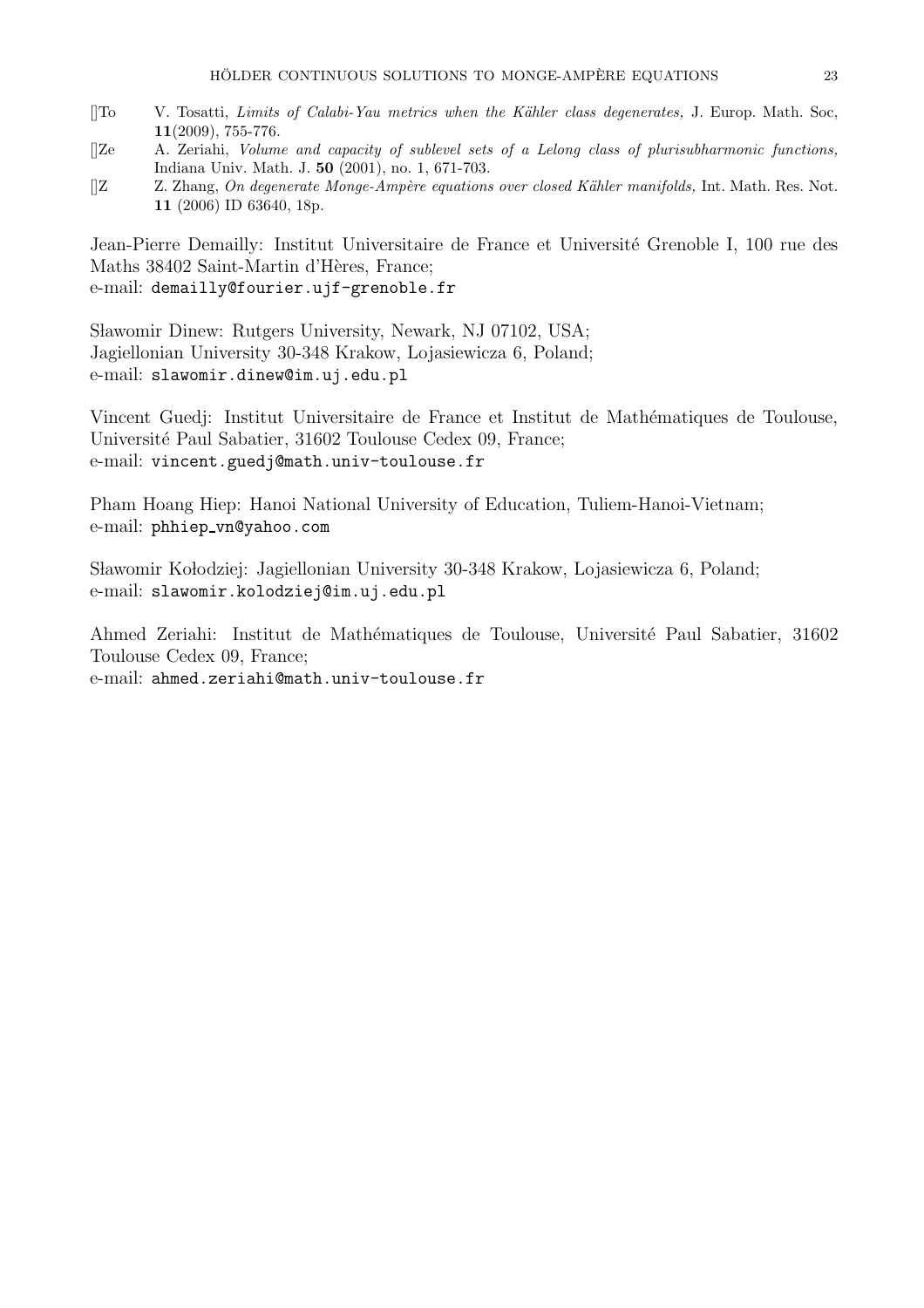[]To V. Tosatti, *Limits of Calabi-Yau metrics when the Kähler class degenerates,* J. Europ. Math. Soc, **11**(2009), 755-776.

[]Ze A. Zeriahi, *Volume and capacity of sublevel sets of a Lelong class of plurisubharmonic functions,* Indiana Univ. Math. J. **50** (2001), no. 1, 671-703.

[]Z Z. Zhang, *On degenerate Monge-Ampère equations over closed Kähler manifolds,* Int. Math. Res. Not. **11** (2006) ID 63640, 18p.

Jean-Pierre Demailly: Institut Universitaire de France et Université Grenoble I, 100 rue des Maths 38402 Saint-Martin d'Hères, France;
e-mail: `demailly@fourier.ujf-grenoble.fr`

Sławomir Dinew: Rutgers University, Newark, NJ 07102, USA;
Jagiellonian University 30-348 Krakow, Lojasiewicza 6, Poland;
e-mail: `slawomir.dinew@im.uj.edu.pl`

Vincent Guedj: Institut Universitaire de France et Institut de Mathématiques de Toulouse, Université Paul Sabatier, 31602 Toulouse Cedex 09, France;
e-mail: `vincent.guedj@math.univ-toulouse.fr`

Pham Hoang Hiep: Hanoi National University of Education, Tuliem-Hanoi-Vietnam;
e-mail: `phhiep_vn@yahoo.com`

Sławomir Kołodziej: Jagiellonian University 30-348 Krakow, Lojasiewicza 6, Poland;
e-mail: `slawomir.kolodziej@im.uj.edu.pl`

Ahmed Zeriahi: Institut de Mathématiques de Toulouse, Université Paul Sabatier, 31602 Toulouse Cedex 09, France;
e-mail: `ahmed.zeriahi@math.univ-toulouse.fr`